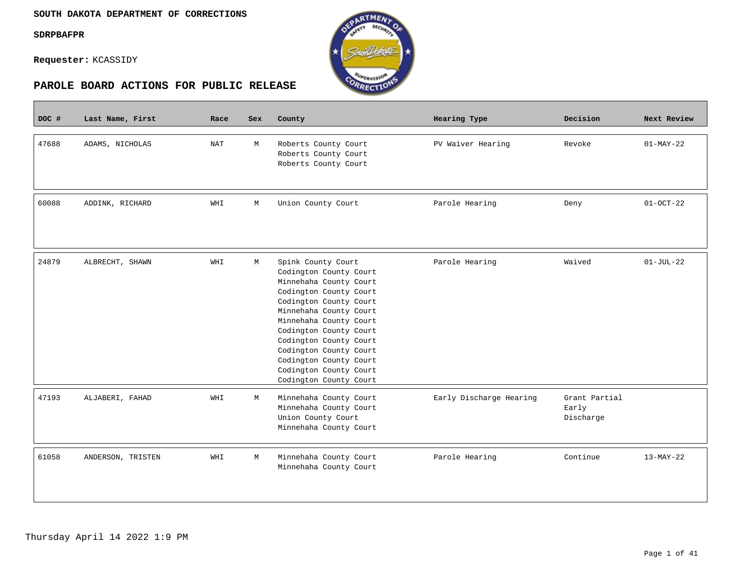**SOUTH DAKOTA DEPARTMENT OF CORRECTIONS**

**SDRPBAFPR**

**Requester:** KCASSIDY

## PAROLE BOARD ACTIONS FOR PUBLIC RELEASE

| DOC # | Last Name, First | Race | Sex | County | Hearing Type | Decision | Next Review |
|---|---|---|---|---|---|---|---|
| 47688 | ADAMS, NICHOLAS | NAT | M | Roberts County Court<br>Roberts County Court<br>Roberts County Court | PV Waiver Hearing | Revoke | 01-MAY-22 |
| 60088 | ADDINK, RICHARD | WHI | M | Union County Court | Parole Hearing | Deny | 01-OCT-22 |
| 24879 | ALBRECHT, SHAWN | WHI | M | Spink County Court<br>Codington County Court<br>Minnehaha County Court<br>Codington County Court<br>Codington County Court<br>Minnehaha County Court<br>Minnehaha County Court<br>Codington County Court<br>Codington County Court<br>Codington County Court<br>Codington County Court<br>Codington County Court<br>Codington County Court | Parole Hearing | Waived | 01-JUL-22 |
| 47193 | ALJABERI, FAHAD | WHI | M | Minnehaha County Court<br>Minnehaha County Court<br>Union County Court<br>Minnehaha County Court | Early Discharge Hearing | Grant Partial Early Discharge | |
| 61058 | ANDERSON, TRISTEN | WHI | M | Minnehaha County Court<br>Minnehaha County Court | Parole Hearing | Continue | 13-MAY-22 |

Thursday April 14 2022 1:9 PM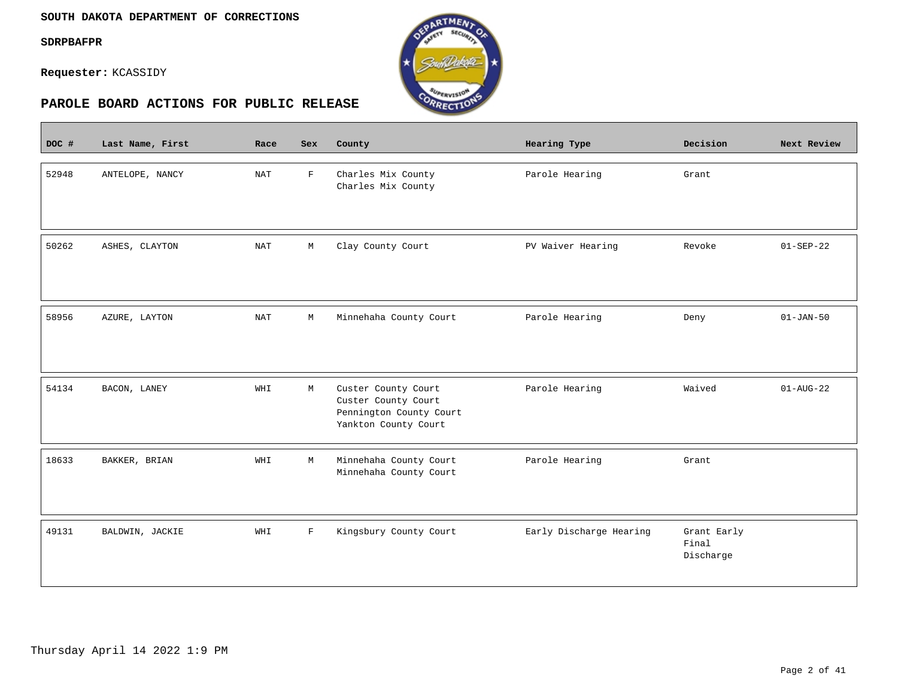**SOUTH DAKOTA DEPARTMENT OF CORRECTIONS**

**SDRPBAFPR**

**Requester:** KCASSIDY

## PAROLE BOARD ACTIONS FOR PUBLIC RELEASE

| DOC # | Last Name, First | Race | Sex | County | Hearing Type | Decision | Next Review |
|---|---|---|---|---|---|---|---|
| 52948 | ANTELOPE, NANCY | NAT | F | Charles Mix County<br>Charles Mix County | Parole Hearing | Grant | |
| 50262 | ASHES, CLAYTON | NAT | M | Clay County Court | PV Waiver Hearing | Revoke | 01-SEP-22 |
| 58956 | AZURE, LAYTON | NAT | M | Minnehaha County Court | Parole Hearing | Deny | 01-JAN-50 |
| 54134 | BACON, LANEY | WHI | M | Custer County Court<br>Custer County Court<br>Pennington County Court<br>Yankton County Court | Parole Hearing | Waived | 01-AUG-22 |
| 18633 | BAKKER, BRIAN | WHI | M | Minnehaha County Court<br>Minnehaha County Court | Parole Hearing | Grant | |
| 49131 | BALDWIN, JACKIE | WHI | F | Kingsbury County Court | Early Discharge Hearing | Grant Early Final Discharge | |

Thursday April 14 2022 1:9 PM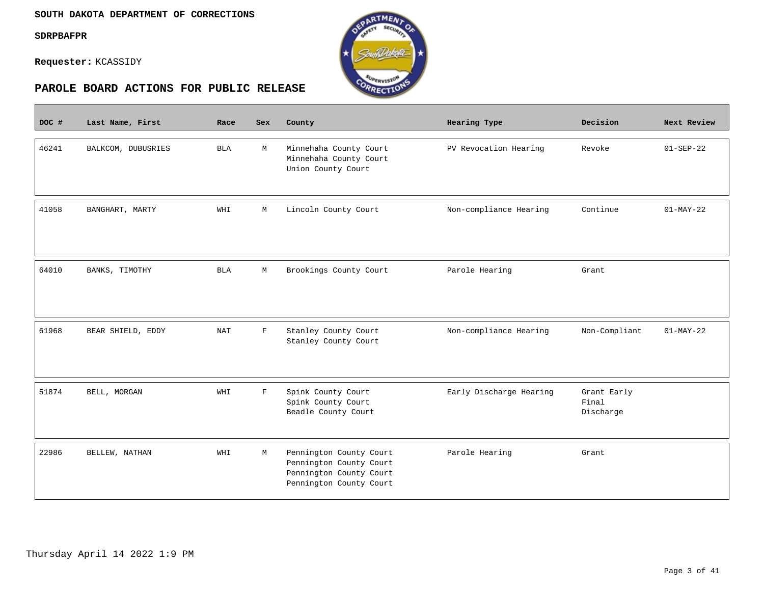**SOUTH DAKOTA DEPARTMENT OF CORRECTIONS**

**SDRPBAFPR**

**Requester:** KCASSIDY

## PAROLE BOARD ACTIONS FOR PUBLIC RELEASE

| DOC # | Last Name, First | Race | Sex | County | Hearing Type | Decision | Next Review |
|---|---|---|---|---|---|---|---|
| 46241 | BALKCOM, DUBUSRIES | BLA | M | Minnehaha County Court<br>Minnehaha County Court<br>Union County Court | PV Revocation Hearing | Revoke | 01-SEP-22 |
| 41058 | BANGHART, MARTY | WHI | M | Lincoln County Court | Non-compliance Hearing | Continue | 01-MAY-22 |
| 64010 | BANKS, TIMOTHY | BLA | M | Brookings County Court | Parole Hearing | Grant | |
| 61968 | BEAR SHIELD, EDDY | NAT | F | Stanley County Court<br>Stanley County Court | Non-compliance Hearing | Non-Compliant | 01-MAY-22 |
| 51874 | BELL, MORGAN | WHI | F | Spink County Court<br>Spink County Court<br>Beadle County Court | Early Discharge Hearing | Grant Early Final Discharge | |
| 22986 | BELLEW, NATHAN | WHI | M | Pennington County Court<br>Pennington County Court<br>Pennington County Court<br>Pennington County Court | Parole Hearing | Grant | |

Thursday April 14 2022 1:9 PM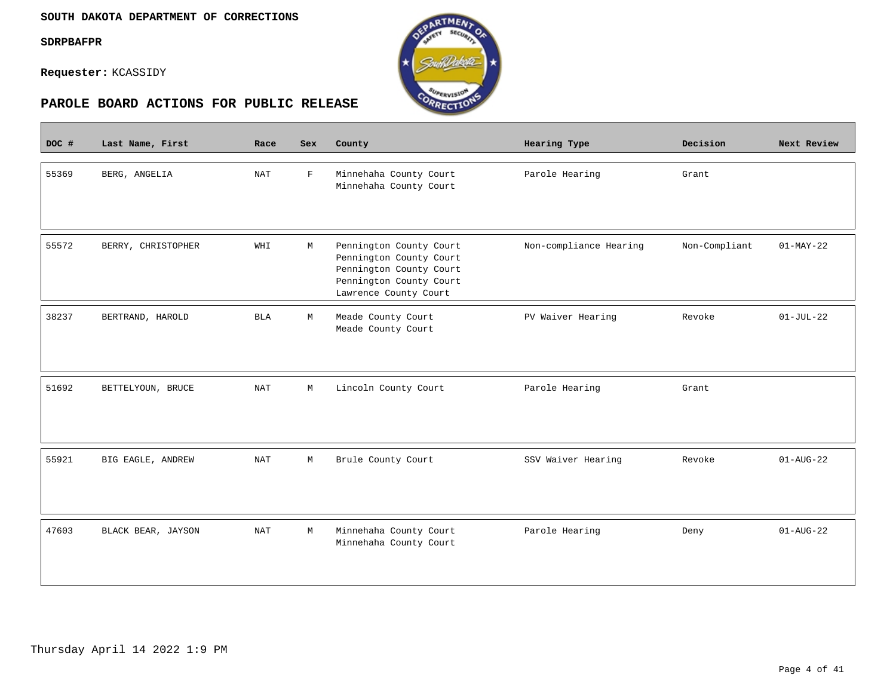**SOUTH DAKOTA DEPARTMENT OF CORRECTIONS**

**SDRPBAFPR**

**Requester:** KCASSIDY

## PAROLE BOARD ACTIONS FOR PUBLIC RELEASE

| DOC # | Last Name, First | Race | Sex | County | Hearing Type | Decision | Next Review |
|---|---|---|---|---|---|---|---|
| 55369 | BERG, ANGELIA | NAT | F | Minnehaha County Court<br>Minnehaha County Court | Parole Hearing | Grant | |
| 55572 | BERRY, CHRISTOPHER | WHI | M | Pennington County Court<br>Pennington County Court<br>Pennington County Court<br>Pennington County Court<br>Lawrence County Court | Non-compliance Hearing | Non-Compliant | 01-MAY-22 |
| 38237 | BERTRAND, HAROLD | BLA | M | Meade County Court<br>Meade County Court | PV Waiver Hearing | Revoke | 01-JUL-22 |
| 51692 | BETTELYOUN, BRUCE | NAT | M | Lincoln County Court | Parole Hearing | Grant | |
| 55921 | BIG EAGLE, ANDREW | NAT | M | Brule County Court | SSV Waiver Hearing | Revoke | 01-AUG-22 |
| 47603 | BLACK BEAR, JAYSON | NAT | M | Minnehaha County Court<br>Minnehaha County Court | Parole Hearing | Deny | 01-AUG-22 |

Thursday April 14 2022 1:9 PM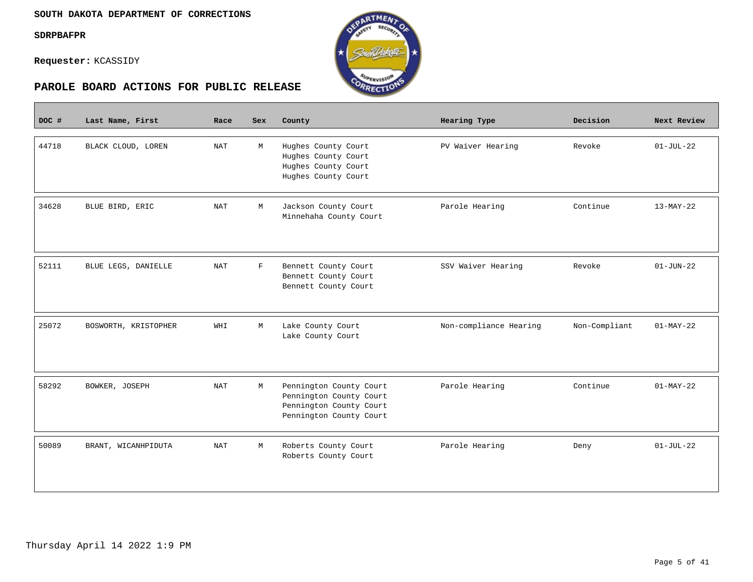**SOUTH DAKOTA DEPARTMENT OF CORRECTIONS**

**SDRPBAFPR**

**Requester:** KCASSIDY

## PAROLE BOARD ACTIONS FOR PUBLIC RELEASE

| DOC # | Last Name, First | Race | Sex | County | Hearing Type | Decision | Next Review |
|---|---|---|---|---|---|---|---|
| 44718 | BLACK CLOUD, LOREN | NAT | M | Hughes County Court<br>Hughes County Court<br>Hughes County Court<br>Hughes County Court | PV Waiver Hearing | Revoke | 01-JUL-22 |
| 34628 | BLUE BIRD, ERIC | NAT | M | Jackson County Court<br>Minnehaha County Court | Parole Hearing | Continue | 13-MAY-22 |
| 52111 | BLUE LEGS, DANIELLE | NAT | F | Bennett County Court<br>Bennett County Court<br>Bennett County Court | SSV Waiver Hearing | Revoke | 01-JUN-22 |
| 25072 | BOSWORTH, KRISTOPHER | WHI | M | Lake County Court<br>Lake County Court | Non-compliance Hearing | Non-Compliant | 01-MAY-22 |
| 58292 | BOWKER, JOSEPH | NAT | M | Pennington County Court<br>Pennington County Court<br>Pennington County Court<br>Pennington County Court | Parole Hearing | Continue | 01-MAY-22 |
| 50089 | BRANT, WICANHPIDUTA | NAT | M | Roberts County Court<br>Roberts County Court | Parole Hearing | Deny | 01-JUL-22 |

Thursday April 14 2022 1:9 PM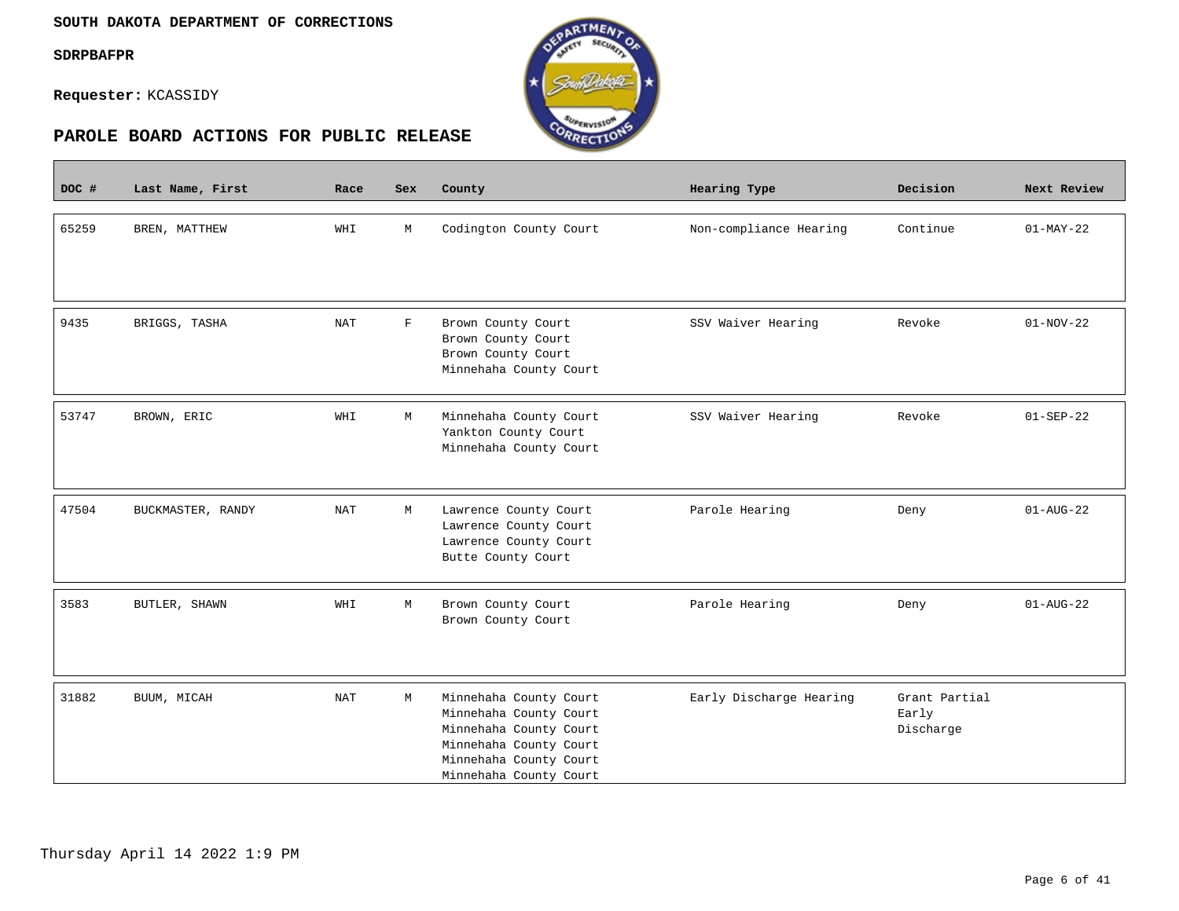**SOUTH DAKOTA DEPARTMENT OF CORRECTIONS**

**SDRPBAFPR**

**Requester:** KCASSIDY

## PAROLE BOARD ACTIONS FOR PUBLIC RELEASE

| DOC # | Last Name, First | Race | Sex | County | Hearing Type | Decision | Next Review |
|---|---|---|---|---|---|---|---|
| 65259 | BREN, MATTHEW | WHI | M | Codington County Court | Non-compliance Hearing | Continue | 01-MAY-22 |
| 9435 | BRIGGS, TASHA | NAT | F | Brown County Court<br>Brown County Court<br>Brown County Court<br>Minnehaha County Court | SSV Waiver Hearing | Revoke | 01-NOV-22 |
| 53747 | BROWN, ERIC | WHI | M | Minnehaha County Court<br>Yankton County Court<br>Minnehaha County Court | SSV Waiver Hearing | Revoke | 01-SEP-22 |
| 47504 | BUCKMASTER, RANDY | NAT | M | Lawrence County Court<br>Lawrence County Court<br>Lawrence County Court<br>Butte County Court | Parole Hearing | Deny | 01-AUG-22 |
| 3583 | BUTLER, SHAWN | WHI | M | Brown County Court<br>Brown County Court | Parole Hearing | Deny | 01-AUG-22 |
| 31882 | BUUM, MICAH | NAT | M | Minnehaha County Court<br>Minnehaha County Court<br>Minnehaha County Court<br>Minnehaha County Court<br>Minnehaha County Court<br>Minnehaha County Court | Early Discharge Hearing | Grant Partial Early Discharge | |

Thursday April 14 2022 1:9 PM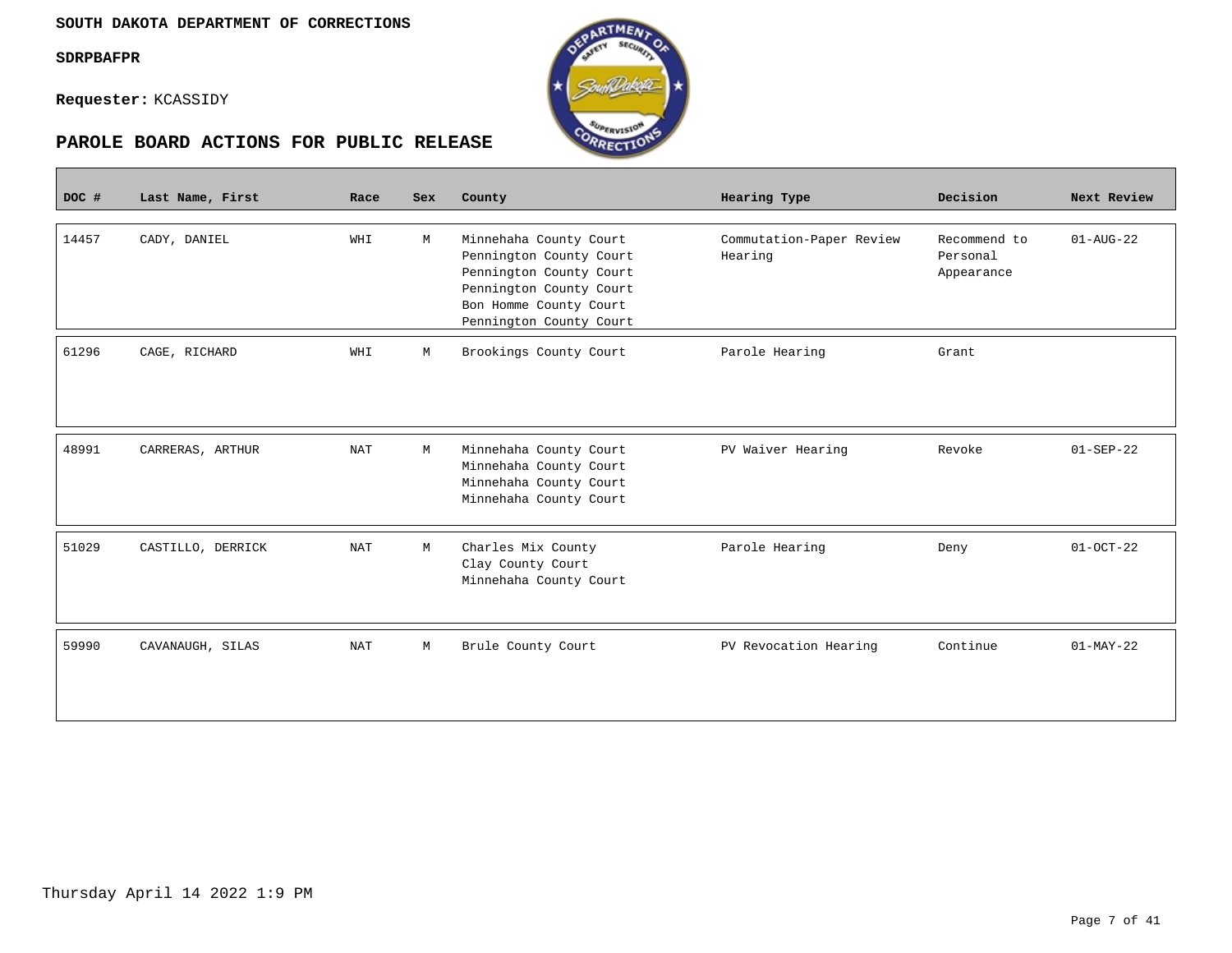**SOUTH DAKOTA DEPARTMENT OF CORRECTIONS**

**SDRPBAFPR**

**Requester:** KCASSIDY

## PAROLE BOARD ACTIONS FOR PUBLIC RELEASE

| DOC # | Last Name, First | Race | Sex | County | Hearing Type | Decision | Next Review |
|---|---|---|---|---|---|---|---|
| 14457 | CADY, DANIEL | WHI | M | Minnehaha County Court<br>Pennington County Court<br>Pennington County Court<br>Pennington County Court<br>Bon Homme County Court<br>Pennington County Court | Commutation-Paper Review Hearing | Recommend to Personal Appearance | 01-AUG-22 |
| 61296 | CAGE, RICHARD | WHI | M | Brookings County Court | Parole Hearing | Grant | |
| 48991 | CARRERAS, ARTHUR | NAT | M | Minnehaha County Court<br>Minnehaha County Court<br>Minnehaha County Court<br>Minnehaha County Court | PV Waiver Hearing | Revoke | 01-SEP-22 |
| 51029 | CASTILLO, DERRICK | NAT | M | Charles Mix County<br>Clay County Court<br>Minnehaha County Court | Parole Hearing | Deny | 01-OCT-22 |
| 59990 | CAVANAUGH, SILAS | NAT | M | Brule County Court | PV Revocation Hearing | Continue | 01-MAY-22 |

Thursday April 14 2022 1:9 PM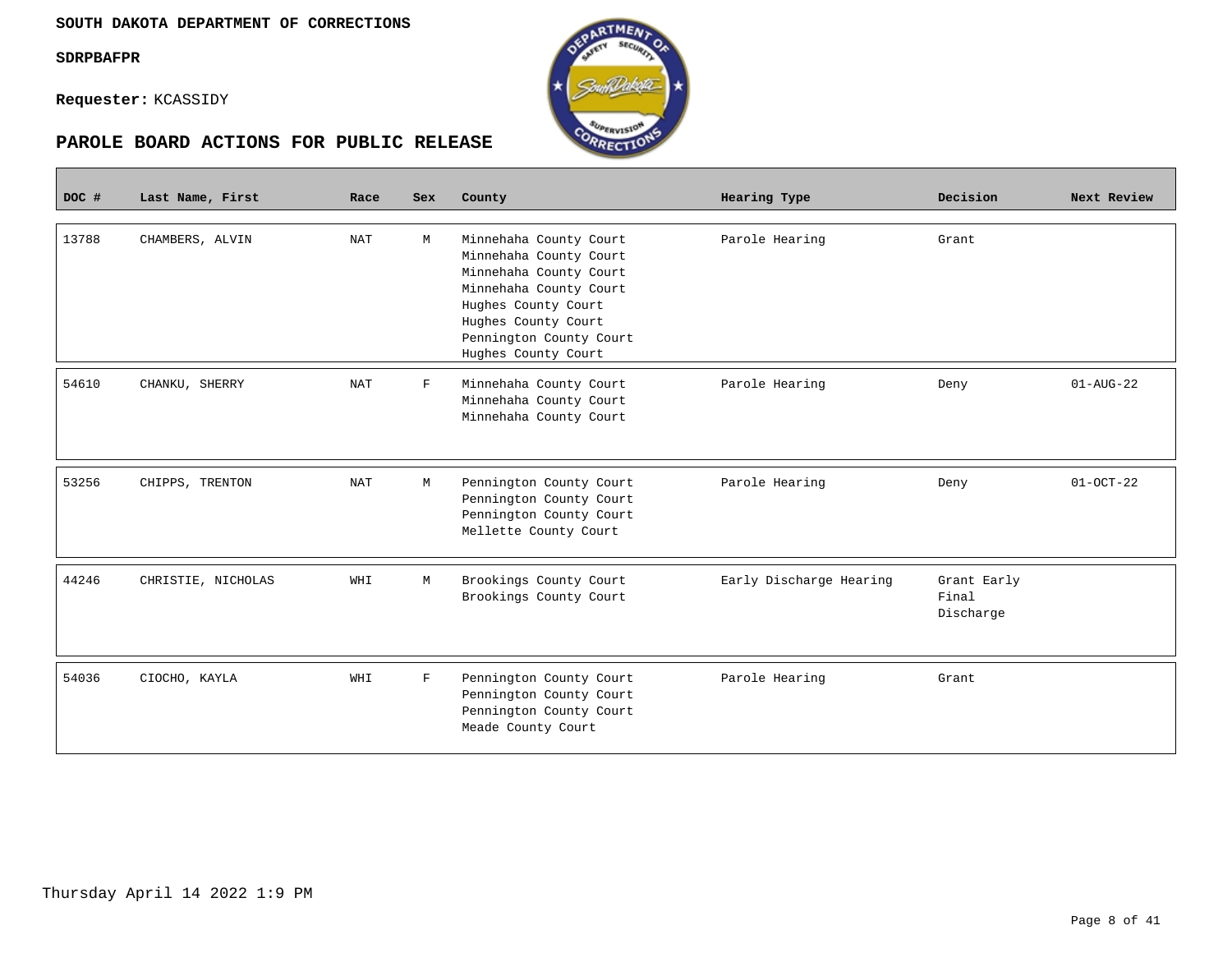**SOUTH DAKOTA DEPARTMENT OF CORRECTIONS**

**SDRPBAFPR**

**Requester:** KCASSIDY

## PAROLE BOARD ACTIONS FOR PUBLIC RELEASE

| DOC # | Last Name, First | Race | Sex | County | Hearing Type | Decision | Next Review |
|---|---|---|---|---|---|---|---|
| 13788 | CHAMBERS, ALVIN | NAT | M | Minnehaha County Court<br>Minnehaha County Court<br>Minnehaha County Court<br>Minnehaha County Court<br>Hughes County Court<br>Hughes County Court<br>Pennington County Court<br>Hughes County Court | Parole Hearing | Grant | |
| 54610 | CHANKU, SHERRY | NAT | F | Minnehaha County Court<br>Minnehaha County Court<br>Minnehaha County Court | Parole Hearing | Deny | 01-AUG-22 |
| 53256 | CHIPPS, TRENTON | NAT | M | Pennington County Court<br>Pennington County Court<br>Pennington County Court<br>Mellette County Court | Parole Hearing | Deny | 01-OCT-22 |
| 44246 | CHRISTIE, NICHOLAS | WHI | M | Brookings County Court<br>Brookings County Court | Early Discharge Hearing | Grant Early Final Discharge | |
| 54036 | CIOCHO, KAYLA | WHI | F | Pennington County Court<br>Pennington County Court<br>Pennington County Court<br>Meade County Court | Parole Hearing | Grant | |

Thursday April 14 2022 1:9 PM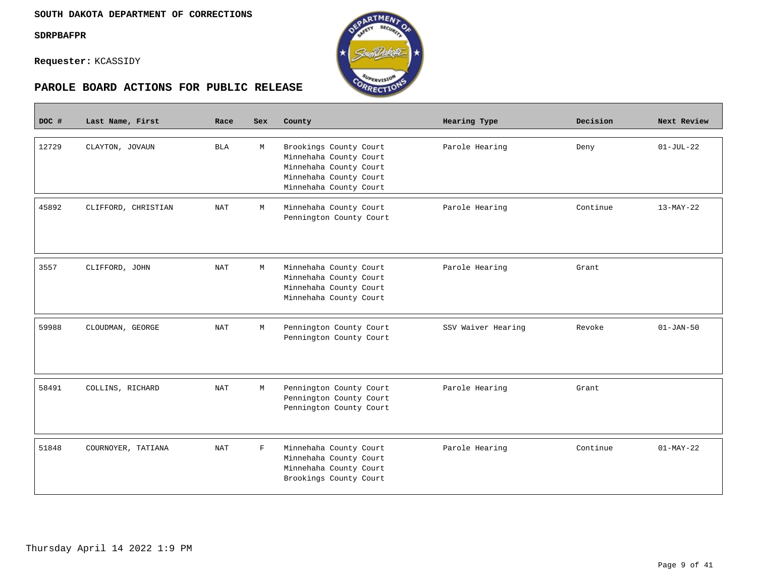**SOUTH DAKOTA DEPARTMENT OF CORRECTIONS**

**SDRPBAFPR**

**Requester:** KCASSIDY

## PAROLE BOARD ACTIONS FOR PUBLIC RELEASE

| DOC # | Last Name, First | Race | Sex | County | Hearing Type | Decision | Next Review |
|---|---|---|---|---|---|---|---|
| 12729 | CLAYTON, JOVAUN | BLA | M | Brookings County Court<br>Minnehaha County Court<br>Minnehaha County Court<br>Minnehaha County Court<br>Minnehaha County Court | Parole Hearing | Deny | 01-JUL-22 |
| 45892 | CLIFFORD, CHRISTIAN | NAT | M | Minnehaha County Court<br>Pennington County Court | Parole Hearing | Continue | 13-MAY-22 |
| 3557 | CLIFFORD, JOHN | NAT | M | Minnehaha County Court<br>Minnehaha County Court<br>Minnehaha County Court<br>Minnehaha County Court | Parole Hearing | Grant | |
| 59988 | CLOUDMAN, GEORGE | NAT | M | Pennington County Court<br>Pennington County Court | SSV Waiver Hearing | Revoke | 01-JAN-50 |
| 58491 | COLLINS, RICHARD | NAT | M | Pennington County Court<br>Pennington County Court<br>Pennington County Court | Parole Hearing | Grant | |
| 51848 | COURNOYER, TATIANA | NAT | F | Minnehaha County Court<br>Minnehaha County Court<br>Minnehaha County Court<br>Brookings County Court | Parole Hearing | Continue | 01-MAY-22 |

Thursday April 14 2022 1:9 PM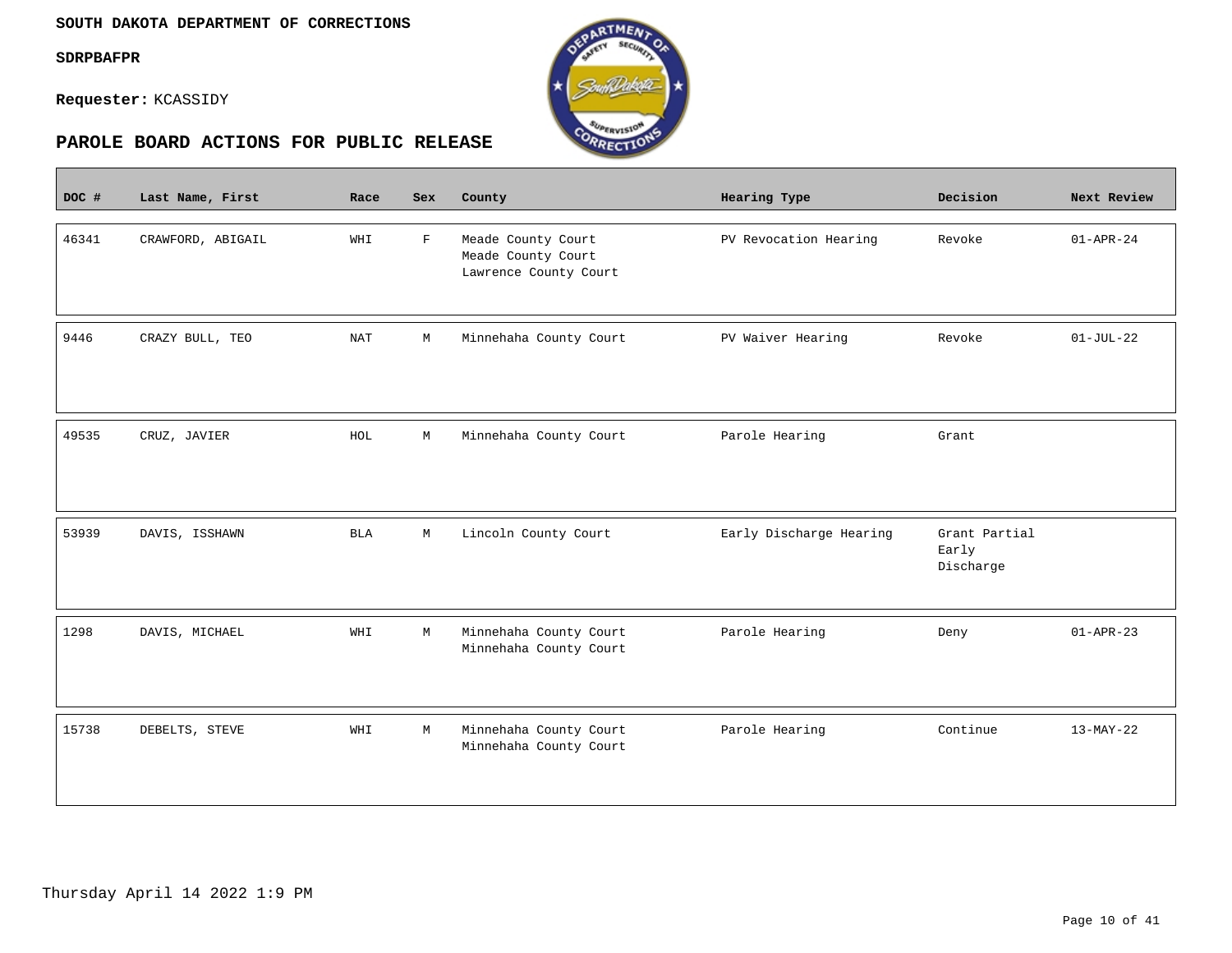**SOUTH DAKOTA DEPARTMENT OF CORRECTIONS**

**SDRPBAFPR**

**Requester:** KCASSIDY

## PAROLE BOARD ACTIONS FOR PUBLIC RELEASE

| DOC # | Last Name, First | Race | Sex | County | Hearing Type | Decision | Next Review |
|---|---|---|---|---|---|---|---|
| 46341 | CRAWFORD, ABIGAIL | WHI | F | Meade County Court<br>Meade County Court<br>Lawrence County Court | PV Revocation Hearing | Revoke | 01-APR-24 |
| 9446 | CRAZY BULL, TEO | NAT | M | Minnehaha County Court | PV Waiver Hearing | Revoke | 01-JUL-22 |
| 49535 | CRUZ, JAVIER | HOL | M | Minnehaha County Court | Parole Hearing | Grant | |
| 53939 | DAVIS, ISSHAWN | BLA | M | Lincoln County Court | Early Discharge Hearing | Grant Partial Early Discharge | |
| 1298 | DAVIS, MICHAEL | WHI | M | Minnehaha County Court<br>Minnehaha County Court | Parole Hearing | Deny | 01-APR-23 |
| 15738 | DEBELTS, STEVE | WHI | M | Minnehaha County Court<br>Minnehaha County Court | Parole Hearing | Continue | 13-MAY-22 |

Thursday April 14 2022 1:9 PM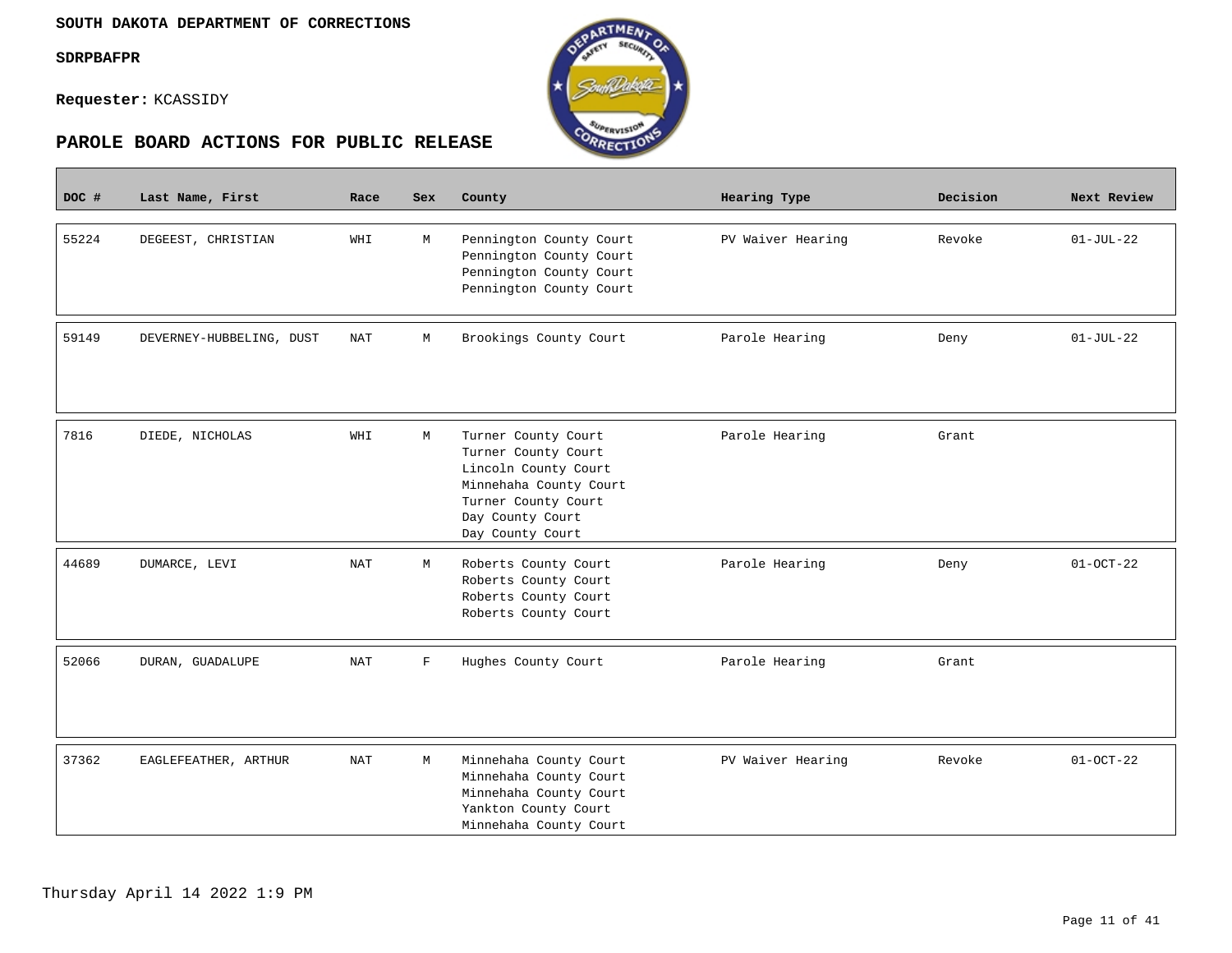**SOUTH DAKOTA DEPARTMENT OF CORRECTIONS**

**SDRPBAFPR**

**Requester:** KCASSIDY

## PAROLE BOARD ACTIONS FOR PUBLIC RELEASE

| DOC # | Last Name, First | Race | Sex | County | Hearing Type | Decision | Next Review |
|---|---|---|---|---|---|---|---|
| 55224 | DEGEEST, CHRISTIAN | WHI | M | Pennington County Court<br>Pennington County Court<br>Pennington County Court<br>Pennington County Court | PV Waiver Hearing | Revoke | 01-JUL-22 |
| 59149 | DEVERNEY-HUBBELING, DUST | NAT | M | Brookings County Court | Parole Hearing | Deny | 01-JUL-22 |
| 7816 | DIEDE, NICHOLAS | WHI | M | Turner County Court<br>Turner County Court<br>Lincoln County Court<br>Minnehaha County Court<br>Turner County Court<br>Day County Court<br>Day County Court | Parole Hearing | Grant | |
| 44689 | DUMARCE, LEVI | NAT | M | Roberts County Court<br>Roberts County Court<br>Roberts County Court<br>Roberts County Court | Parole Hearing | Deny | 01-OCT-22 |
| 52066 | DURAN, GUADALUPE | NAT | F | Hughes County Court | Parole Hearing | Grant | |
| 37362 | EAGLEFEATHER, ARTHUR | NAT | M | Minnehaha County Court<br>Minnehaha County Court<br>Minnehaha County Court<br>Yankton County Court<br>Minnehaha County Court | PV Waiver Hearing | Revoke | 01-OCT-22 |

Thursday April 14 2022 1:9 PM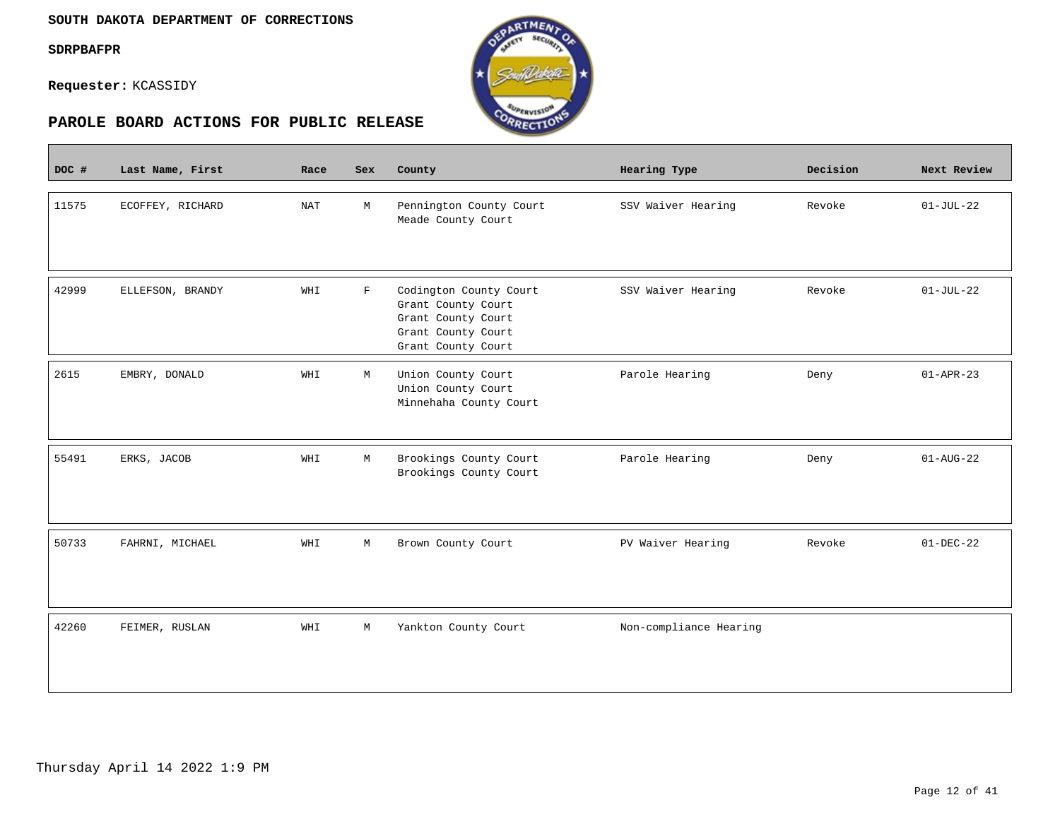**SOUTH DAKOTA DEPARTMENT OF CORRECTIONS**

**SDRPBAFPR**

**Requester:** KCASSIDY

## PAROLE BOARD ACTIONS FOR PUBLIC RELEASE

| DOC # | Last Name, First | Race | Sex | County | Hearing Type | Decision | Next Review |
|---|---|---|---|---|---|---|---|
| 11575 | ECOFFEY, RICHARD | NAT | M | Pennington County Court<br>Meade County Court | SSV Waiver Hearing | Revoke | 01-JUL-22 |
| 42999 | ELLEFSON, BRANDY | WHI | F | Codington County Court<br>Grant County Court<br>Grant County Court<br>Grant County Court<br>Grant County Court | SSV Waiver Hearing | Revoke | 01-JUL-22 |
| 2615 | EMBRY, DONALD | WHI | M | Union County Court<br>Union County Court<br>Minnehaha County Court | Parole Hearing | Deny | 01-APR-23 |
| 55491 | ERKS, JACOB | WHI | M | Brookings County Court<br>Brookings County Court | Parole Hearing | Deny | 01-AUG-22 |
| 50733 | FAHRNI, MICHAEL | WHI | M | Brown County Court | PV Waiver Hearing | Revoke | 01-DEC-22 |
| 42260 | FEIMER, RUSLAN | WHI | M | Yankton County Court | Non-compliance Hearing | | |

Thursday April 14 2022 1:9 PM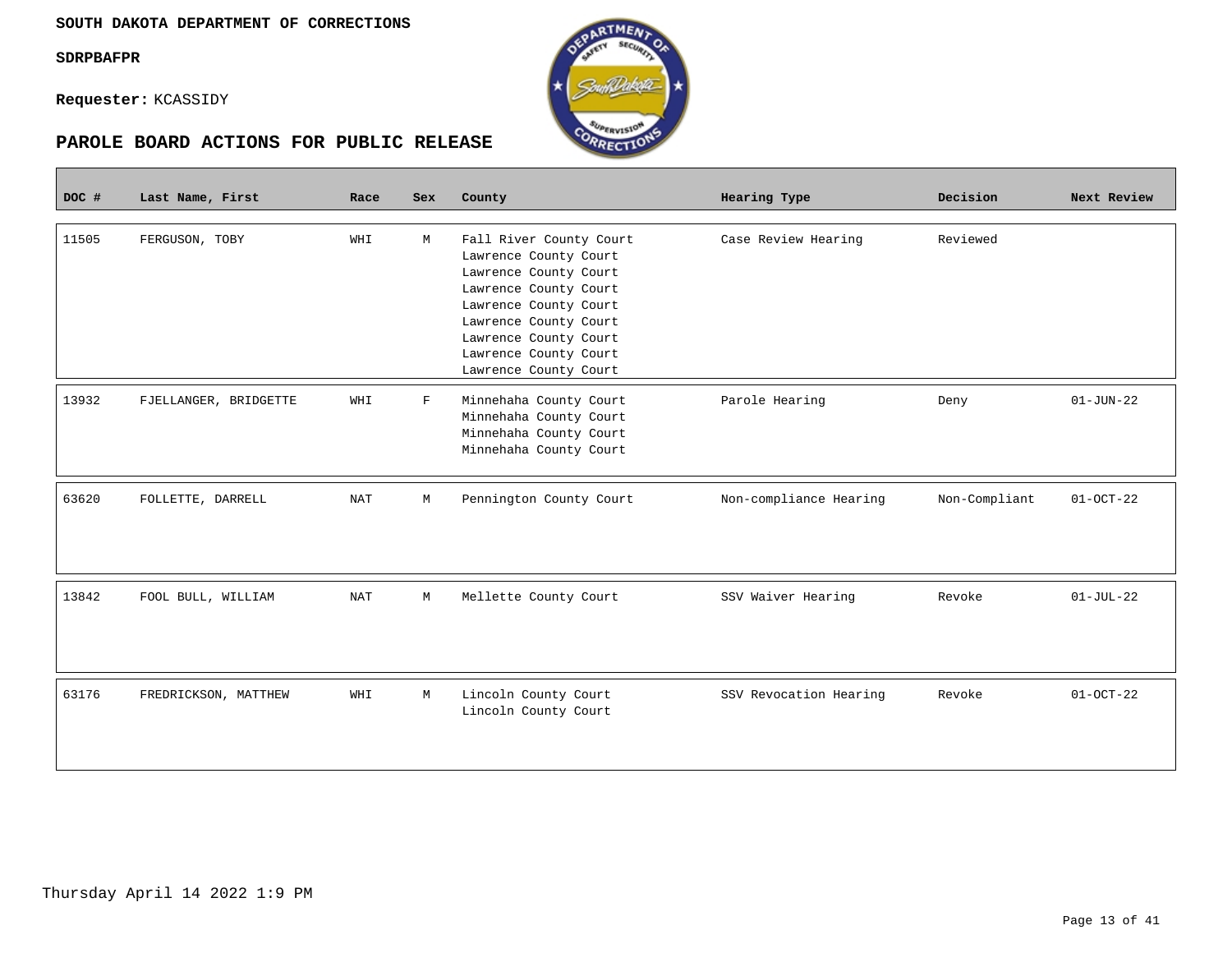**SOUTH DAKOTA DEPARTMENT OF CORRECTIONS**

**SDRPBAFPR**

**Requester:** KCASSIDY

## PAROLE BOARD ACTIONS FOR PUBLIC RELEASE

| DOC # | Last Name, First | Race | Sex | County | Hearing Type | Decision | Next Review |
|---|---|---|---|---|---|---|---|
| 11505 | FERGUSON, TOBY | WHI | M | Fall River County Court<br>Lawrence County Court<br>Lawrence County Court<br>Lawrence County Court<br>Lawrence County Court<br>Lawrence County Court<br>Lawrence County Court<br>Lawrence County Court<br>Lawrence County Court | Case Review Hearing | Reviewed | |
| 13932 | FJELLANGER, BRIDGETTE | WHI | F | Minnehaha County Court<br>Minnehaha County Court<br>Minnehaha County Court<br>Minnehaha County Court | Parole Hearing | Deny | 01-JUN-22 |
| 63620 | FOLLETTE, DARRELL | NAT | M | Pennington County Court | Non-compliance Hearing | Non-Compliant | 01-OCT-22 |
| 13842 | FOOL BULL, WILLIAM | NAT | M | Mellette County Court | SSV Waiver Hearing | Revoke | 01-JUL-22 |
| 63176 | FREDRICKSON, MATTHEW | WHI | M | Lincoln County Court<br>Lincoln County Court | SSV Revocation Hearing | Revoke | 01-OCT-22 |

Thursday April 14 2022 1:9 PM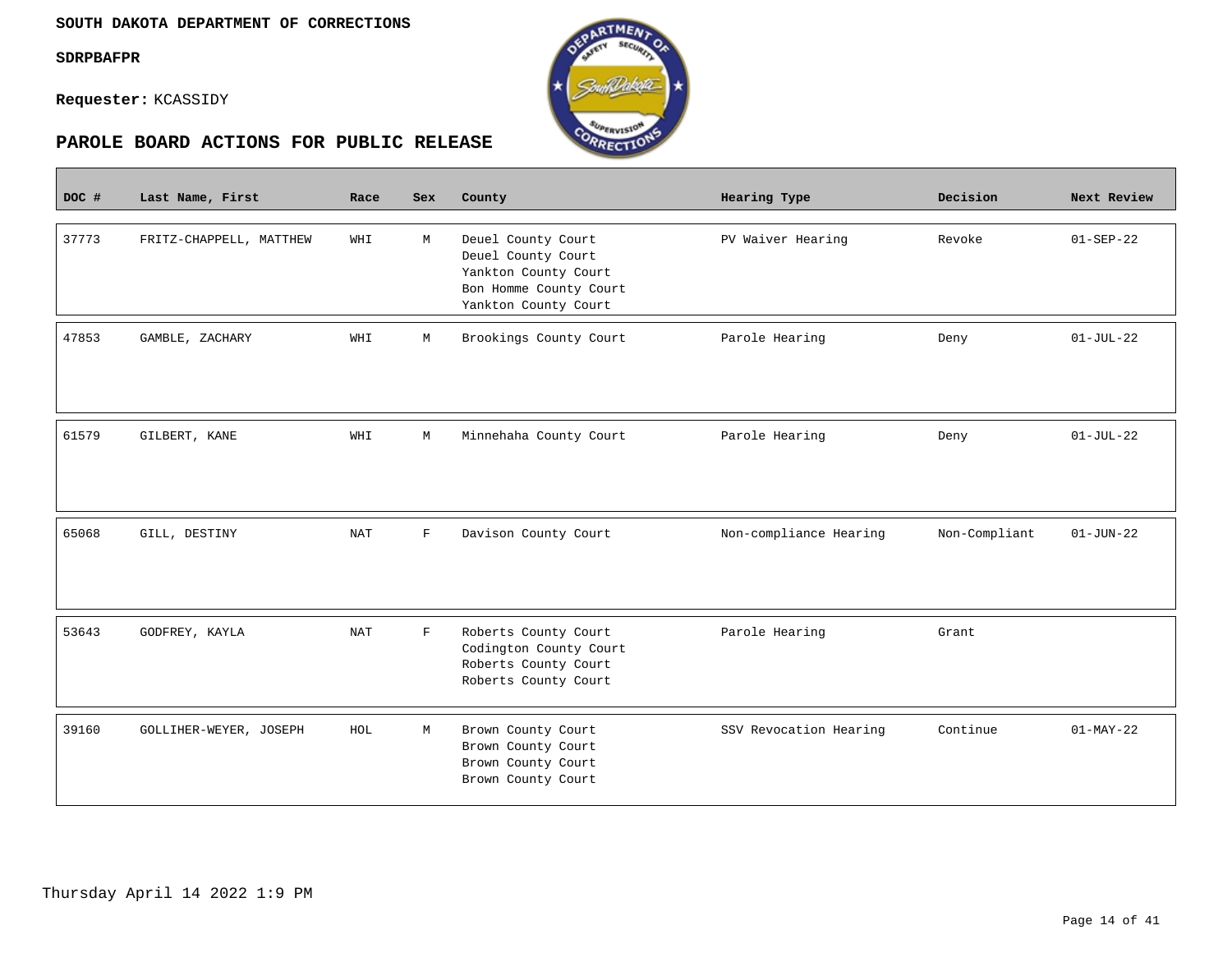**SOUTH DAKOTA DEPARTMENT OF CORRECTIONS**

**SDRPBAFPR**

**Requester:** KCASSIDY

## PAROLE BOARD ACTIONS FOR PUBLIC RELEASE

| DOC # | Last Name, First | Race | Sex | County | Hearing Type | Decision | Next Review |
|---|---|---|---|---|---|---|---|
| 37773 | FRITZ-CHAPPELL, MATTHEW | WHI | M | Deuel County Court<br>Deuel County Court<br>Yankton County Court<br>Bon Homme County Court<br>Yankton County Court | PV Waiver Hearing | Revoke | 01-SEP-22 |
| 47853 | GAMBLE, ZACHARY | WHI | M | Brookings County Court | Parole Hearing | Deny | 01-JUL-22 |
| 61579 | GILBERT, KANE | WHI | M | Minnehaha County Court | Parole Hearing | Deny | 01-JUL-22 |
| 65068 | GILL, DESTINY | NAT | F | Davison County Court | Non-compliance Hearing | Non-Compliant | 01-JUN-22 |
| 53643 | GODFREY, KAYLA | NAT | F | Roberts County Court<br>Codington County Court<br>Roberts County Court<br>Roberts County Court | Parole Hearing | Grant | |
| 39160 | GOLLIHER-WEYER, JOSEPH | HOL | M | Brown County Court<br>Brown County Court<br>Brown County Court<br>Brown County Court | SSV Revocation Hearing | Continue | 01-MAY-22 |

Thursday April 14 2022 1:9 PM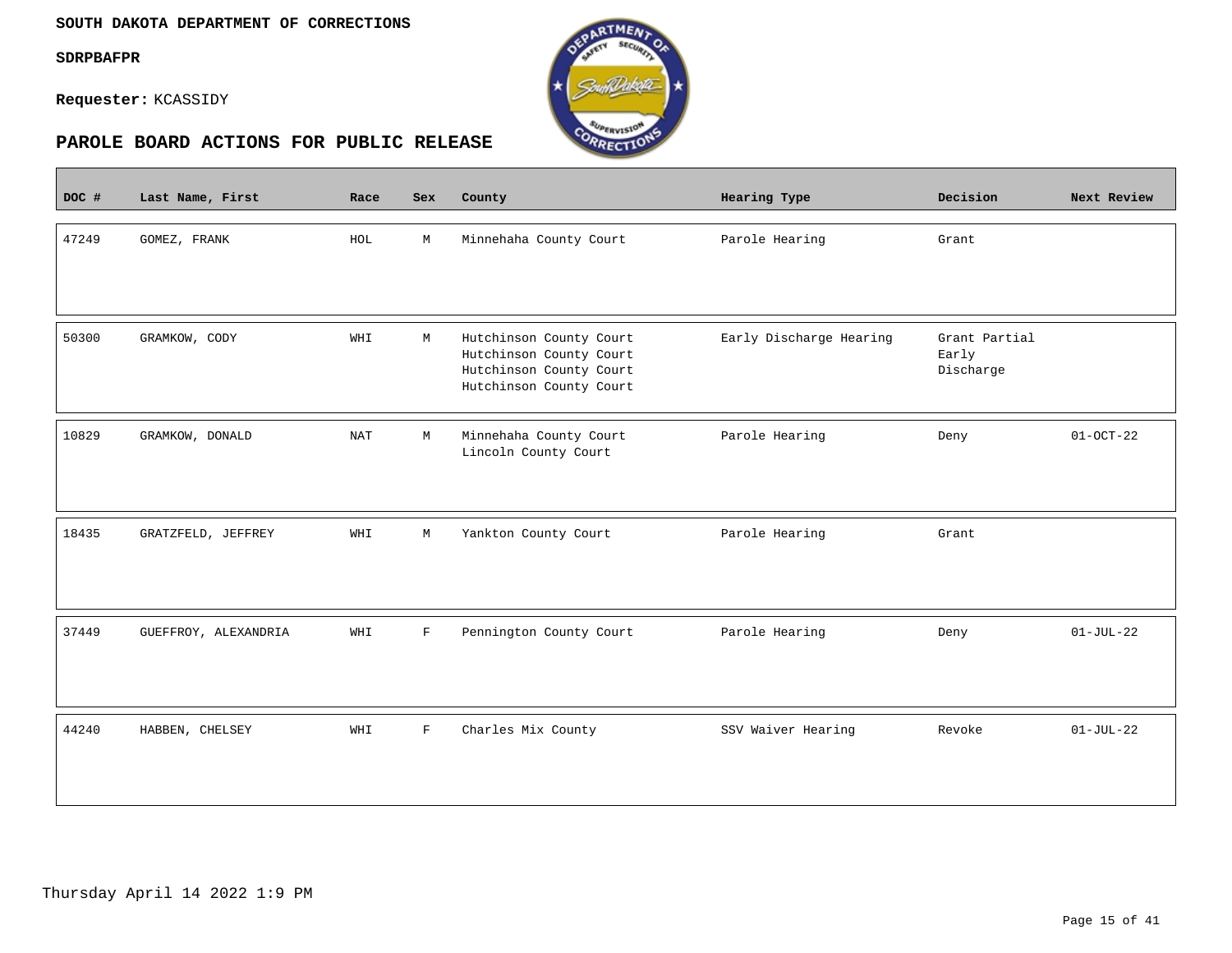**SOUTH DAKOTA DEPARTMENT OF CORRECTIONS**

**SDRPBAFPR**

**Requester:** KCASSIDY

## PAROLE BOARD ACTIONS FOR PUBLIC RELEASE

| DOC # | Last Name, First | Race | Sex | County | Hearing Type | Decision | Next Review |
|---|---|---|---|---|---|---|---|
| 47249 | GOMEZ, FRANK | HOL | M | Minnehaha County Court | Parole Hearing | Grant | |
| 50300 | GRAMKOW, CODY | WHI | M | Hutchinson County Court<br>Hutchinson County Court<br>Hutchinson County Court<br>Hutchinson County Court | Early Discharge Hearing | Grant Partial Early Discharge | |
| 10829 | GRAMKOW, DONALD | NAT | M | Minnehaha County Court<br>Lincoln County Court | Parole Hearing | Deny | 01-OCT-22 |
| 18435 | GRATZFELD, JEFFREY | WHI | M | Yankton County Court | Parole Hearing | Grant | |
| 37449 | GUEFFROY, ALEXANDRIA | WHI | F | Pennington County Court | Parole Hearing | Deny | 01-JUL-22 |
| 44240 | HABBEN, CHELSEY | WHI | F | Charles Mix County | SSV Waiver Hearing | Revoke | 01-JUL-22 |

Thursday April 14 2022 1:9 PM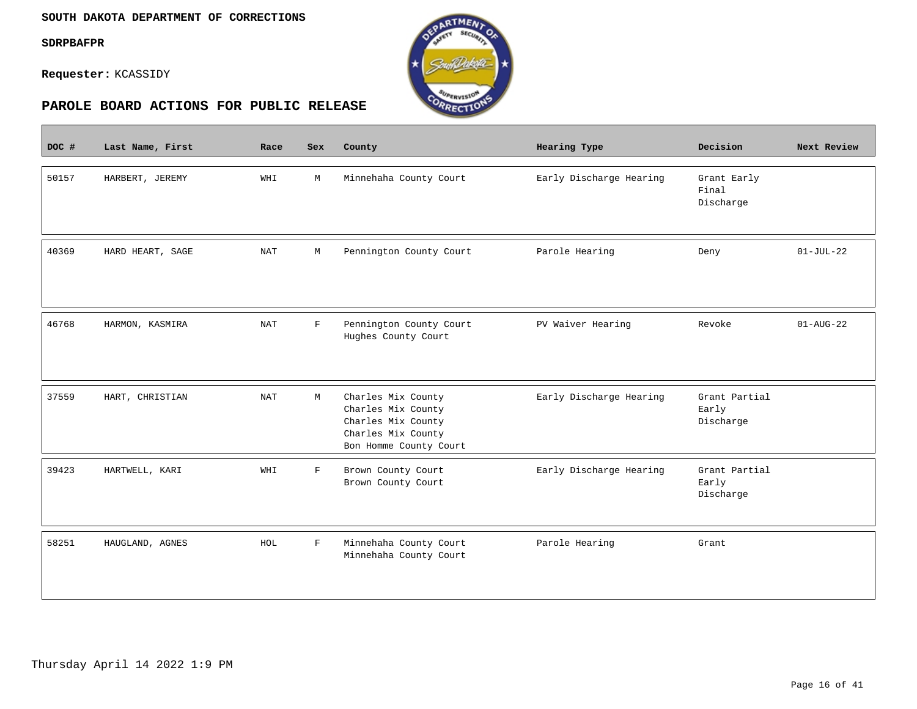**SOUTH DAKOTA DEPARTMENT OF CORRECTIONS**

**SDRPBAFPR**

**Requester:** KCASSIDY

## PAROLE BOARD ACTIONS FOR PUBLIC RELEASE

| DOC # | Last Name, First | Race | Sex | County | Hearing Type | Decision | Next Review |
|---|---|---|---|---|---|---|---|
| 50157 | HARBERT, JEREMY | WHI | M | Minnehaha County Court | Early Discharge Hearing | Grant Early Final Discharge | |
| 40369 | HARD HEART, SAGE | NAT | M | Pennington County Court | Parole Hearing | Deny | 01-JUL-22 |
| 46768 | HARMON, KASMIRA | NAT | F | Pennington County Court<br>Hughes County Court | PV Waiver Hearing | Revoke | 01-AUG-22 |
| 37559 | HART, CHRISTIAN | NAT | M | Charles Mix County<br>Charles Mix County<br>Charles Mix County<br>Charles Mix County<br>Bon Homme County Court | Early Discharge Hearing | Grant Partial Early Discharge | |
| 39423 | HARTWELL, KARI | WHI | F | Brown County Court<br>Brown County Court | Early Discharge Hearing | Grant Partial Early Discharge | |
| 58251 | HAUGLAND, AGNES | HOL | F | Minnehaha County Court<br>Minnehaha County Court | Parole Hearing | Grant | |

Thursday April 14 2022 1:9 PM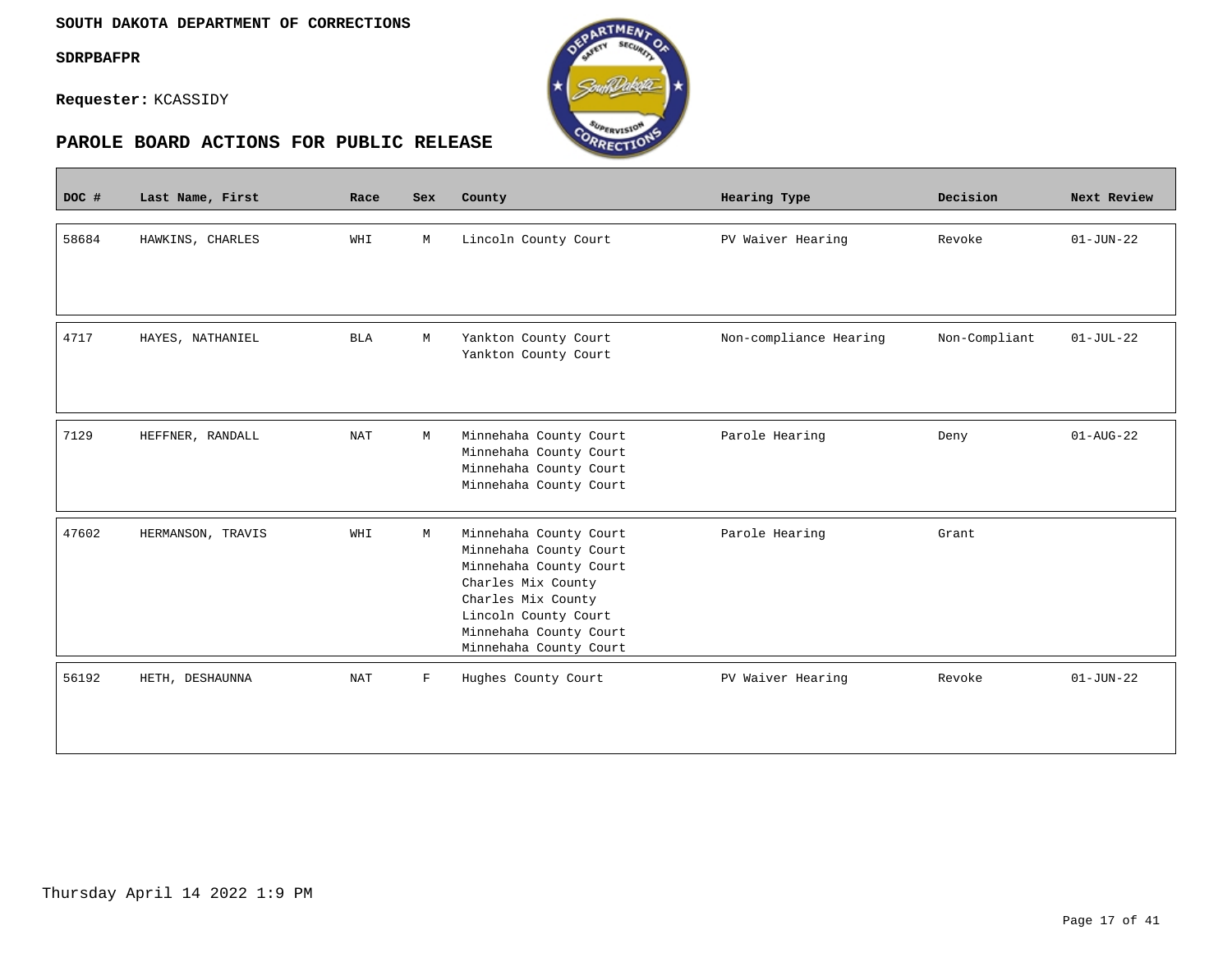**SOUTH DAKOTA DEPARTMENT OF CORRECTIONS**

**SDRPBAFPR**

**Requester:** KCASSIDY

## PAROLE BOARD ACTIONS FOR PUBLIC RELEASE

| DOC # | Last Name, First | Race | Sex | County | Hearing Type | Decision | Next Review |
|---|---|---|---|---|---|---|---|
| 58684 | HAWKINS, CHARLES | WHI | M | Lincoln County Court | PV Waiver Hearing | Revoke | 01-JUN-22 |
| 4717 | HAYES, NATHANIEL | BLA | M | Yankton County Court<br>Yankton County Court | Non-compliance Hearing | Non-Compliant | 01-JUL-22 |
| 7129 | HEFFNER, RANDALL | NAT | M | Minnehaha County Court<br>Minnehaha County Court<br>Minnehaha County Court<br>Minnehaha County Court | Parole Hearing | Deny | 01-AUG-22 |
| 47602 | HERMANSON, TRAVIS | WHI | M | Minnehaha County Court<br>Minnehaha County Court<br>Minnehaha County Court<br>Charles Mix County<br>Charles Mix County<br>Lincoln County Court<br>Minnehaha County Court<br>Minnehaha County Court | Parole Hearing | Grant | |
| 56192 | HETH, DESHAUNNA | NAT | F | Hughes County Court | PV Waiver Hearing | Revoke | 01-JUN-22 |

Thursday April 14 2022 1:9 PM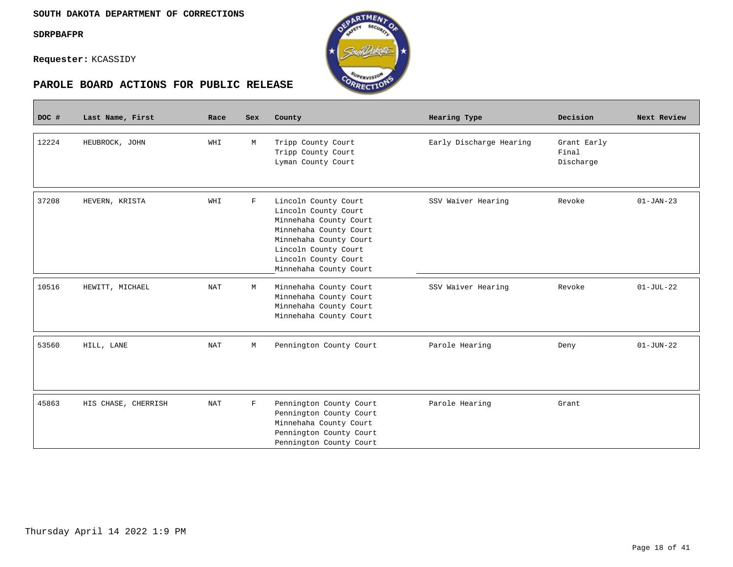**SOUTH DAKOTA DEPARTMENT OF CORRECTIONS**

**SDRPBAFPR**

**Requester:** KCASSIDY

## PAROLE BOARD ACTIONS FOR PUBLIC RELEASE

| DOC # | Last Name, First | Race | Sex | County | Hearing Type | Decision | Next Review |
|---|---|---|---|---|---|---|---|
| 12224 | HEUBROCK, JOHN | WHI | M | Tripp County Court<br>Tripp County Court<br>Lyman County Court | Early Discharge Hearing | Grant Early Final Discharge | |
| 37208 | HEVERN, KRISTA | WHI | F | Lincoln County Court<br>Lincoln County Court<br>Minnehaha County Court<br>Minnehaha County Court<br>Minnehaha County Court<br>Lincoln County Court<br>Lincoln County Court<br>Minnehaha County Court | SSV Waiver Hearing | Revoke | 01-JAN-23 |
| 10516 | HEWITT, MICHAEL | NAT | M | Minnehaha County Court<br>Minnehaha County Court<br>Minnehaha County Court<br>Minnehaha County Court | SSV Waiver Hearing | Revoke | 01-JUL-22 |
| 53560 | HILL, LANE | NAT | M | Pennington County Court | Parole Hearing | Deny | 01-JUN-22 |
| 45863 | HIS CHASE, CHERRISH | NAT | F | Pennington County Court<br>Pennington County Court<br>Minnehaha County Court<br>Pennington County Court<br>Pennington County Court | Parole Hearing | Grant | |

Thursday April 14 2022 1:9 PM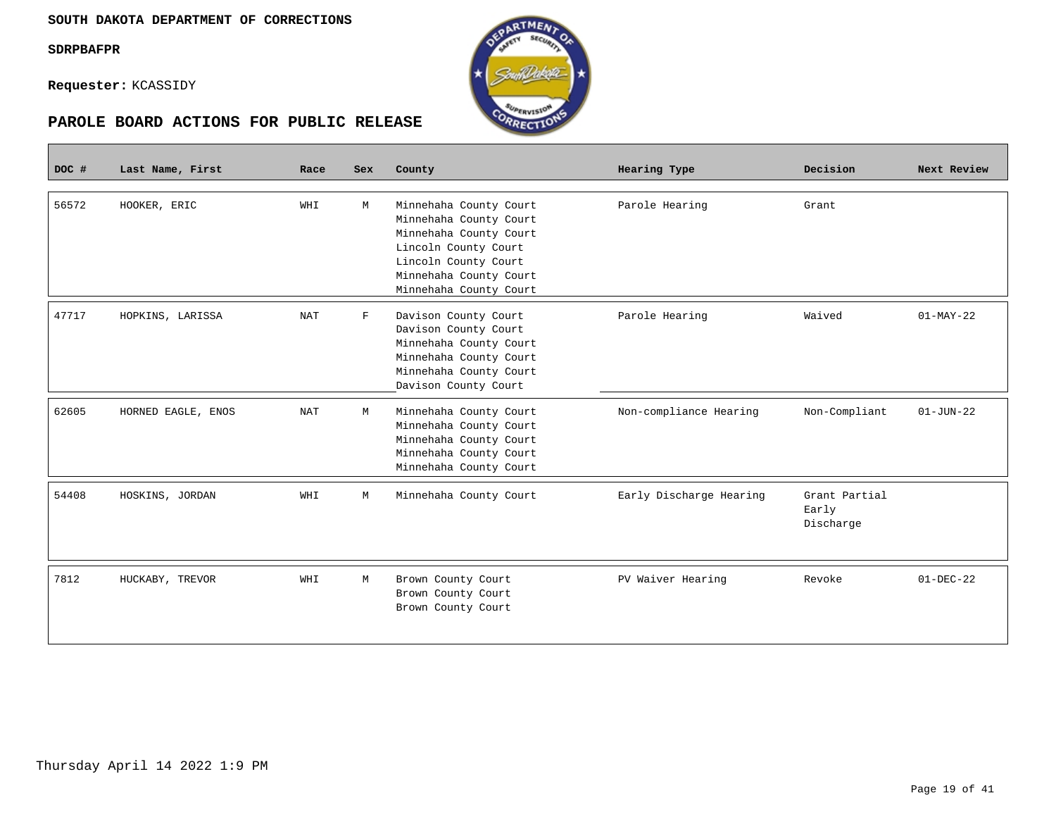**SOUTH DAKOTA DEPARTMENT OF CORRECTIONS**

**SDRPBAFPR**

**Requester:** KCASSIDY

## PAROLE BOARD ACTIONS FOR PUBLIC RELEASE

| DOC # | Last Name, First | Race | Sex | County | Hearing Type | Decision | Next Review |
|---|---|---|---|---|---|---|---|
| 56572 | HOOKER, ERIC | WHI | M | Minnehaha County Court<br>Minnehaha County Court<br>Minnehaha County Court<br>Lincoln County Court<br>Lincoln County Court<br>Minnehaha County Court<br>Minnehaha County Court | Parole Hearing | Grant | |
| 47717 | HOPKINS, LARISSA | NAT | F | Davison County Court<br>Davison County Court<br>Minnehaha County Court<br>Minnehaha County Court<br>Minnehaha County Court<br>Davison County Court | Parole Hearing | Waived | 01-MAY-22 |
| 62605 | HORNED EAGLE, ENOS | NAT | M | Minnehaha County Court<br>Minnehaha County Court<br>Minnehaha County Court<br>Minnehaha County Court<br>Minnehaha County Court | Non-compliance Hearing | Non-Compliant | 01-JUN-22 |
| 54408 | HOSKINS, JORDAN | WHI | M | Minnehaha County Court | Early Discharge Hearing | Grant Partial Early Discharge | |
| 7812 | HUCKABY, TREVOR | WHI | M | Brown County Court<br>Brown County Court<br>Brown County Court | PV Waiver Hearing | Revoke | 01-DEC-22 |

Thursday April 14 2022 1:9 PM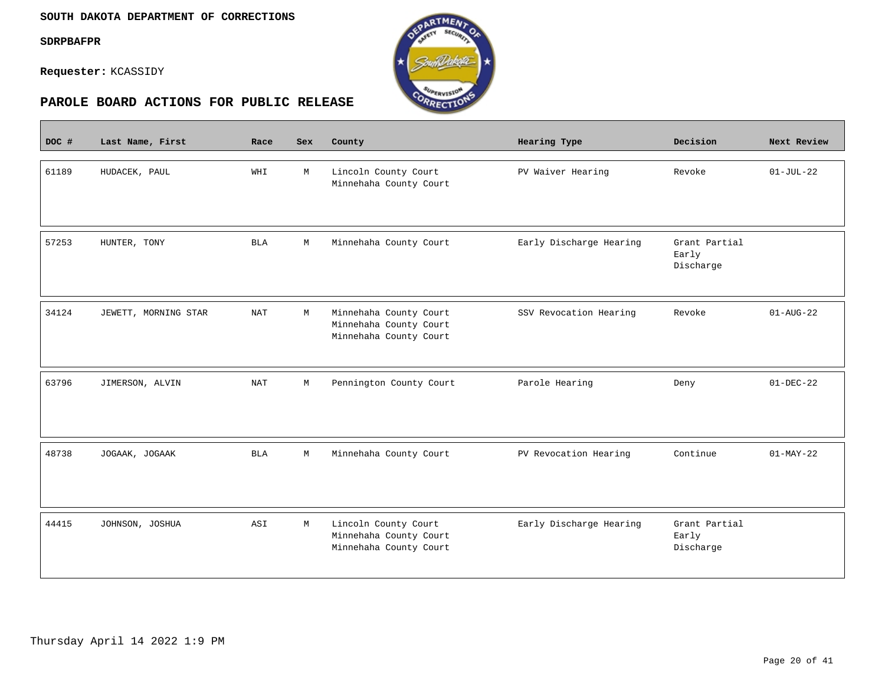**SOUTH DAKOTA DEPARTMENT OF CORRECTIONS**

**SDRPBAFPR**

**Requester:** KCASSIDY

## PAROLE BOARD ACTIONS FOR PUBLIC RELEASE

| DOC # | Last Name, First | Race | Sex | County | Hearing Type | Decision | Next Review |
|---|---|---|---|---|---|---|---|
| 61189 | HUDACEK, PAUL | WHI | M | Lincoln County Court<br>Minnehaha County Court | PV Waiver Hearing | Revoke | 01-JUL-22 |
| 57253 | HUNTER, TONY | BLA | M | Minnehaha County Court | Early Discharge Hearing | Grant Partial Early Discharge | |
| 34124 | JEWETT, MORNING STAR | NAT | M | Minnehaha County Court<br>Minnehaha County Court<br>Minnehaha County Court | SSV Revocation Hearing | Revoke | 01-AUG-22 |
| 63796 | JIMERSON, ALVIN | NAT | M | Pennington County Court | Parole Hearing | Deny | 01-DEC-22 |
| 48738 | JOGAAK, JOGAAK | BLA | M | Minnehaha County Court | PV Revocation Hearing | Continue | 01-MAY-22 |
| 44415 | JOHNSON, JOSHUA | ASI | M | Lincoln County Court<br>Minnehaha County Court<br>Minnehaha County Court | Early Discharge Hearing | Grant Partial Early Discharge | |

Thursday April 14 2022 1:9 PM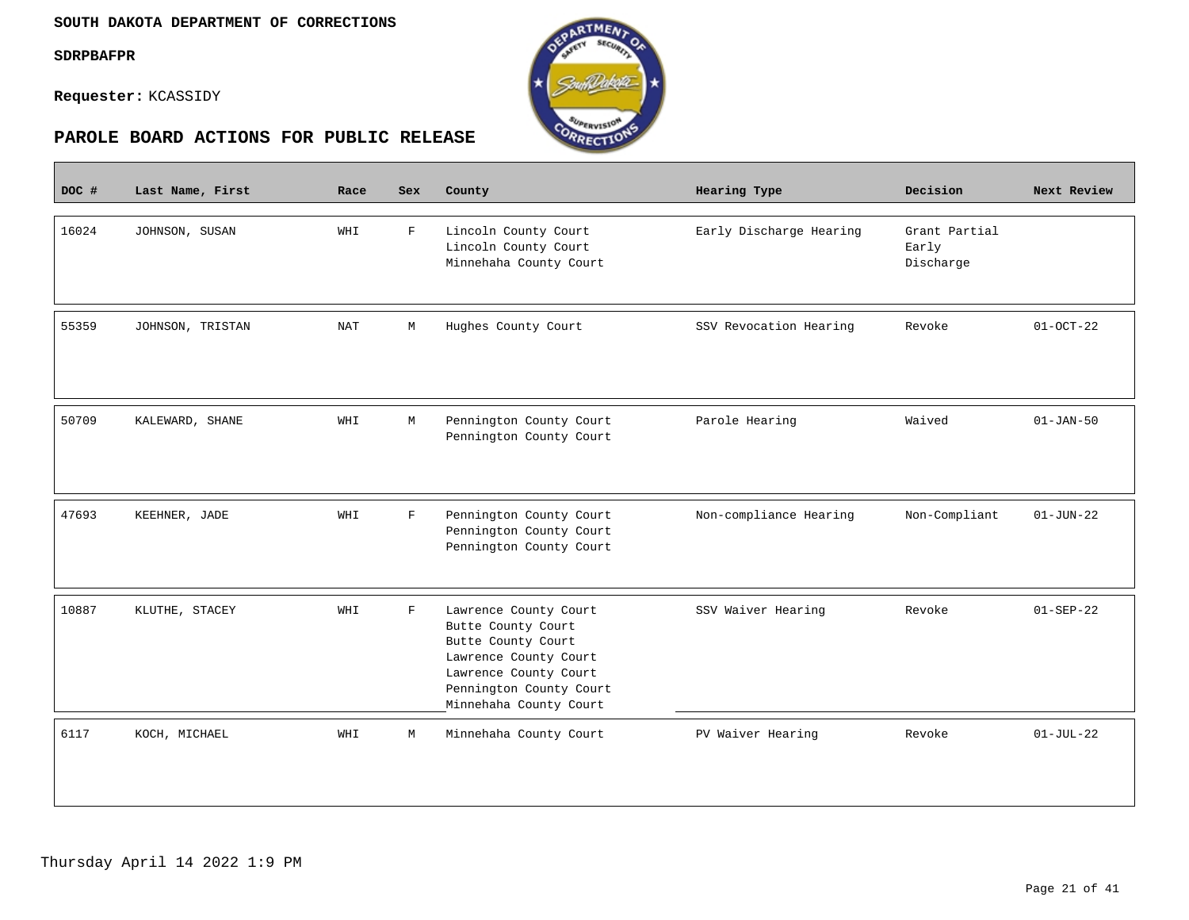**SOUTH DAKOTA DEPARTMENT OF CORRECTIONS**

**SDRPBAFPR**

**Requester:** KCASSIDY

## PAROLE BOARD ACTIONS FOR PUBLIC RELEASE

| DOC # | Last Name, First | Race | Sex | County | Hearing Type | Decision | Next Review |
|---|---|---|---|---|---|---|---|
| 16024 | JOHNSON, SUSAN | WHI | F | Lincoln County Court<br>Lincoln County Court<br>Minnehaha County Court | Early Discharge Hearing | Grant Partial Early Discharge | |
| 55359 | JOHNSON, TRISTAN | NAT | M | Hughes County Court | SSV Revocation Hearing | Revoke | 01-OCT-22 |
| 50709 | KALEWARD, SHANE | WHI | M | Pennington County Court<br>Pennington County Court | Parole Hearing | Waived | 01-JAN-50 |
| 47693 | KEEHNER, JADE | WHI | F | Pennington County Court<br>Pennington County Court<br>Pennington County Court | Non-compliance Hearing | Non-Compliant | 01-JUN-22 |
| 10887 | KLUTHE, STACEY | WHI | F | Lawrence County Court<br>Butte County Court<br>Butte County Court<br>Lawrence County Court<br>Lawrence County Court<br>Pennington County Court<br>Minnehaha County Court | SSV Waiver Hearing | Revoke | 01-SEP-22 |
| 6117 | KOCH, MICHAEL | WHI | M | Minnehaha County Court | PV Waiver Hearing | Revoke | 01-JUL-22 |

Thursday April 14 2022 1:9 PM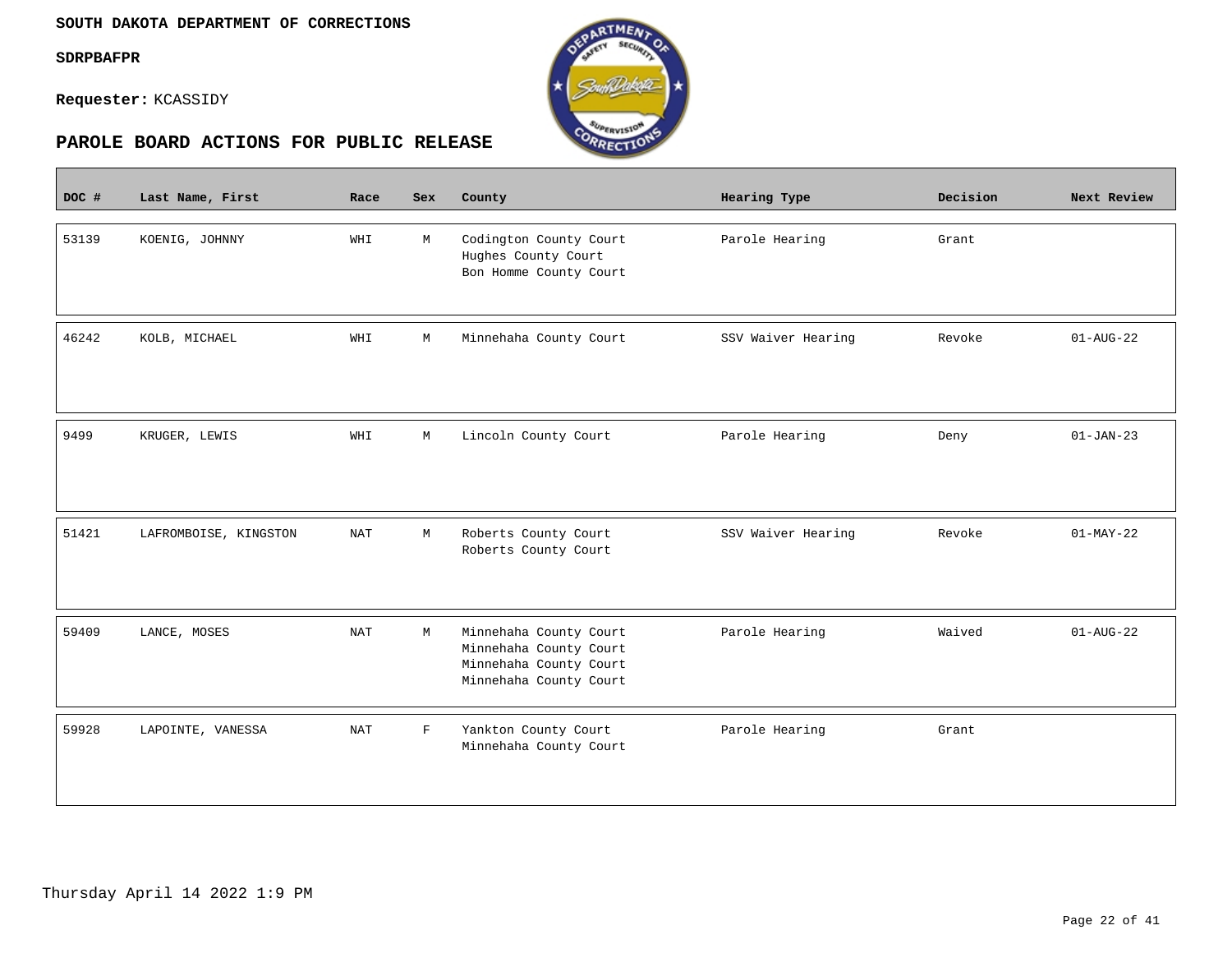**SOUTH DAKOTA DEPARTMENT OF CORRECTIONS**

**SDRPBAFPR**

**Requester:** KCASSIDY

## PAROLE BOARD ACTIONS FOR PUBLIC RELEASE

| DOC # | Last Name, First | Race | Sex | County | Hearing Type | Decision | Next Review |
|---|---|---|---|---|---|---|---|
| 53139 | KOENIG, JOHNNY | WHI | M | Codington County Court<br>Hughes County Court<br>Bon Homme County Court | Parole Hearing | Grant | |
| 46242 | KOLB, MICHAEL | WHI | M | Minnehaha County Court | SSV Waiver Hearing | Revoke | 01-AUG-22 |
| 9499 | KRUGER, LEWIS | WHI | M | Lincoln County Court | Parole Hearing | Deny | 01-JAN-23 |
| 51421 | LAFROMBOISE, KINGSTON | NAT | M | Roberts County Court<br>Roberts County Court | SSV Waiver Hearing | Revoke | 01-MAY-22 |
| 59409 | LANCE, MOSES | NAT | M | Minnehaha County Court<br>Minnehaha County Court<br>Minnehaha County Court<br>Minnehaha County Court | Parole Hearing | Waived | 01-AUG-22 |
| 59928 | LAPOINTE, VANESSA | NAT | F | Yankton County Court<br>Minnehaha County Court | Parole Hearing | Grant | |

Thursday April 14 2022 1:9 PM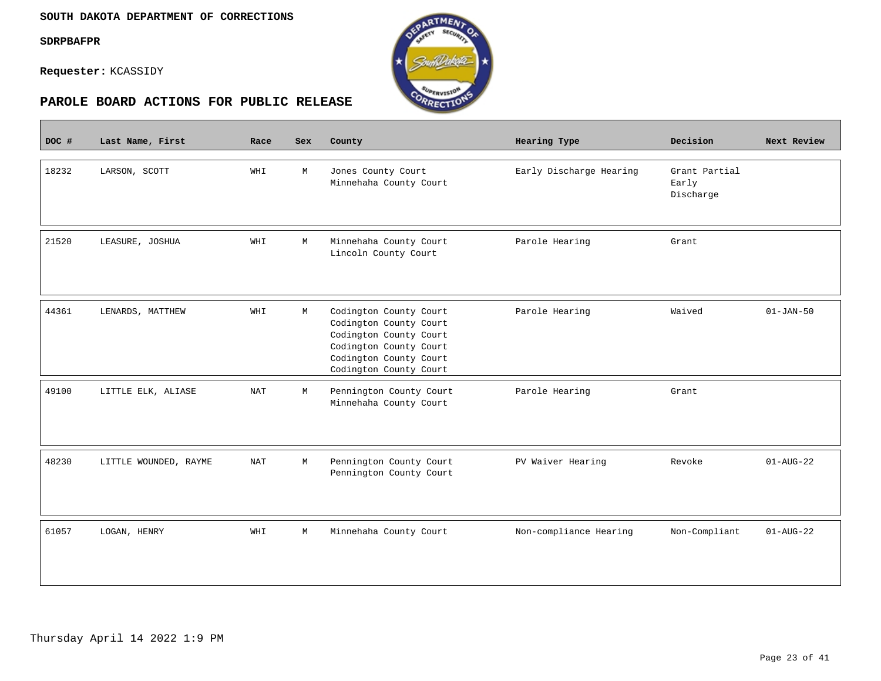**SOUTH DAKOTA DEPARTMENT OF CORRECTIONS**

**SDRPBAFPR**

**Requester:** KCASSIDY

## PAROLE BOARD ACTIONS FOR PUBLIC RELEASE

| DOC # | Last Name, First | Race | Sex | County | Hearing Type | Decision | Next Review |
|---|---|---|---|---|---|---|---|
| 18232 | LARSON, SCOTT | WHI | M | Jones County Court<br>Minnehaha County Court | Early Discharge Hearing | Grant Partial Early Discharge | |
| 21520 | LEASURE, JOSHUA | WHI | M | Minnehaha County Court<br>Lincoln County Court | Parole Hearing | Grant | |
| 44361 | LENARDS, MATTHEW | WHI | M | Codington County Court<br>Codington County Court<br>Codington County Court<br>Codington County Court<br>Codington County Court<br>Codington County Court | Parole Hearing | Waived | 01-JAN-50 |
| 49100 | LITTLE ELK, ALIASE | NAT | M | Pennington County Court<br>Minnehaha County Court | Parole Hearing | Grant | |
| 48230 | LITTLE WOUNDED, RAYME | NAT | M | Pennington County Court<br>Pennington County Court | PV Waiver Hearing | Revoke | 01-AUG-22 |
| 61057 | LOGAN, HENRY | WHI | M | Minnehaha County Court | Non-compliance Hearing | Non-Compliant | 01-AUG-22 |

Thursday April 14 2022 1:9 PM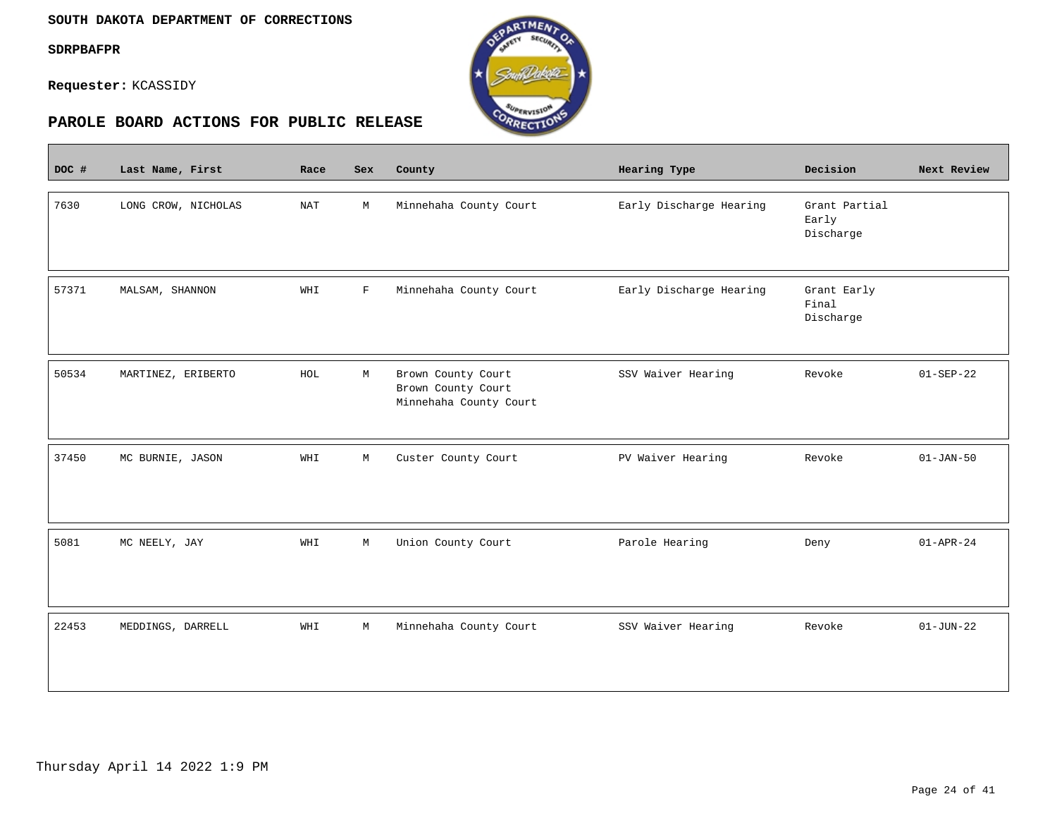SOUTH DAKOTA DEPARTMENT OF CORRECTIONS

SDRPBAFPR

**Requester:** KCASSIDY

## PAROLE BOARD ACTIONS FOR PUBLIC RELEASE

| DOC # | Last Name, First | Race | Sex | County | Hearing Type | Decision | Next Review |
|---|---|---|---|---|---|---|---|
| 7630 | LONG CROW, NICHOLAS | NAT | M | Minnehaha County Court | Early Discharge Hearing | Grant Partial Early Discharge | |
| 57371 | MALSAM, SHANNON | WHI | F | Minnehaha County Court | Early Discharge Hearing | Grant Early Final Discharge | |
| 50534 | MARTINEZ, ERIBERTO | HOL | M | Brown County Court<br>Brown County Court<br>Minnehaha County Court | SSV Waiver Hearing | Revoke | 01-SEP-22 |
| 37450 | MC BURNIE, JASON | WHI | M | Custer County Court | PV Waiver Hearing | Revoke | 01-JAN-50 |
| 5081 | MC NEELY, JAY | WHI | M | Union County Court | Parole Hearing | Deny | 01-APR-24 |
| 22453 | MEDDINGS, DARRELL | WHI | M | Minnehaha County Court | SSV Waiver Hearing | Revoke | 01-JUN-22 |

Thursday April 14 2022 1:9 PM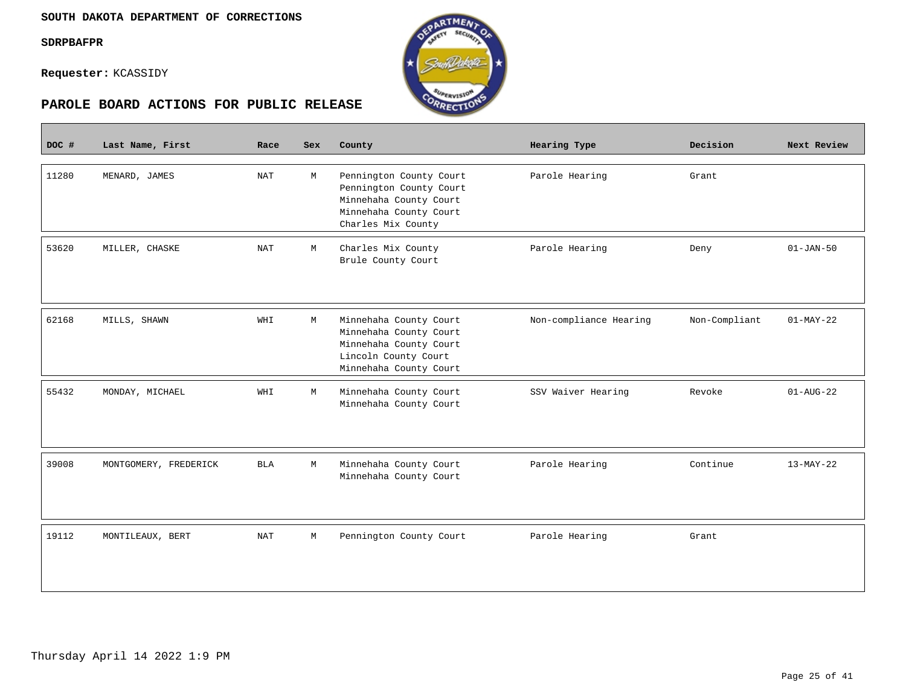**SOUTH DAKOTA DEPARTMENT OF CORRECTIONS**

**SDRPBAFPR**

**Requester:** KCASSIDY

## PAROLE BOARD ACTIONS FOR PUBLIC RELEASE

| DOC # | Last Name, First | Race | Sex | County | Hearing Type | Decision | Next Review |
|---|---|---|---|---|---|---|---|
| 11280 | MENARD, JAMES | NAT | M | Pennington County Court<br>Pennington County Court<br>Minnehaha County Court<br>Minnehaha County Court<br>Charles Mix County | Parole Hearing | Grant | |
| 53620 | MILLER, CHASKE | NAT | M | Charles Mix County<br>Brule County Court | Parole Hearing | Deny | 01-JAN-50 |
| 62168 | MILLS, SHAWN | WHI | M | Minnehaha County Court<br>Minnehaha County Court<br>Minnehaha County Court<br>Lincoln County Court<br>Minnehaha County Court | Non-compliance Hearing | Non-Compliant | 01-MAY-22 |
| 55432 | MONDAY, MICHAEL | WHI | M | Minnehaha County Court<br>Minnehaha County Court | SSV Waiver Hearing | Revoke | 01-AUG-22 |
| 39008 | MONTGOMERY, FREDERICK | BLA | M | Minnehaha County Court<br>Minnehaha County Court | Parole Hearing | Continue | 13-MAY-22 |
| 19112 | MONTILEAUX, BERT | NAT | M | Pennington County Court | Parole Hearing | Grant | |

Thursday April 14 2022 1:9 PM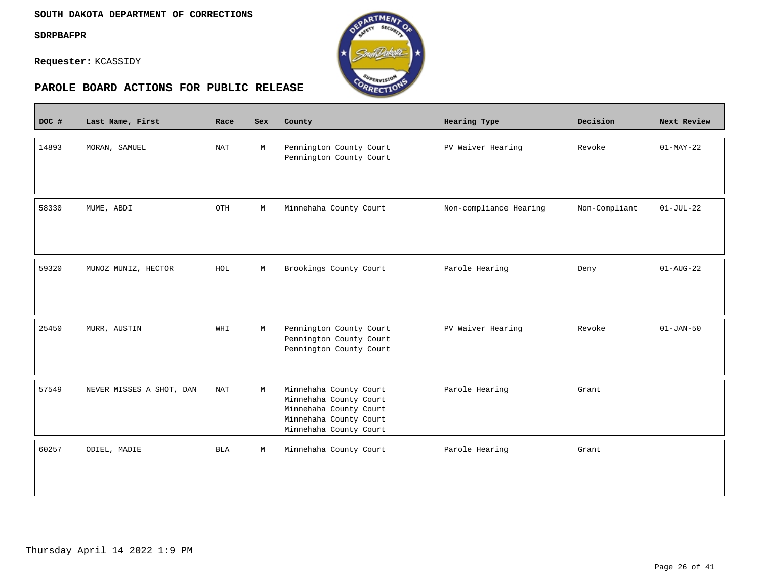**SOUTH DAKOTA DEPARTMENT OF CORRECTIONS**

**SDRPBAFPR**

**Requester:** KCASSIDY

## PAROLE BOARD ACTIONS FOR PUBLIC RELEASE

| DOC # | Last Name, First | Race | Sex | County | Hearing Type | Decision | Next Review |
|---|---|---|---|---|---|---|---|
| 14893 | MORAN, SAMUEL | NAT | M | Pennington County Court<br>Pennington County Court | PV Waiver Hearing | Revoke | 01-MAY-22 |
| 58330 | MUME, ABDI | OTH | M | Minnehaha County Court | Non-compliance Hearing | Non-Compliant | 01-JUL-22 |
| 59320 | MUNOZ MUNIZ, HECTOR | HOL | M | Brookings County Court | Parole Hearing | Deny | 01-AUG-22 |
| 25450 | MURR, AUSTIN | WHI | M | Pennington County Court<br>Pennington County Court<br>Pennington County Court | PV Waiver Hearing | Revoke | 01-JAN-50 |
| 57549 | NEVER MISSES A SHOT, DAN | NAT | M | Minnehaha County Court<br>Minnehaha County Court<br>Minnehaha County Court<br>Minnehaha County Court<br>Minnehaha County Court | Parole Hearing | Grant | |
| 60257 | ODIEL, MADIE | BLA | M | Minnehaha County Court | Parole Hearing | Grant | |

Thursday April 14 2022 1:9 PM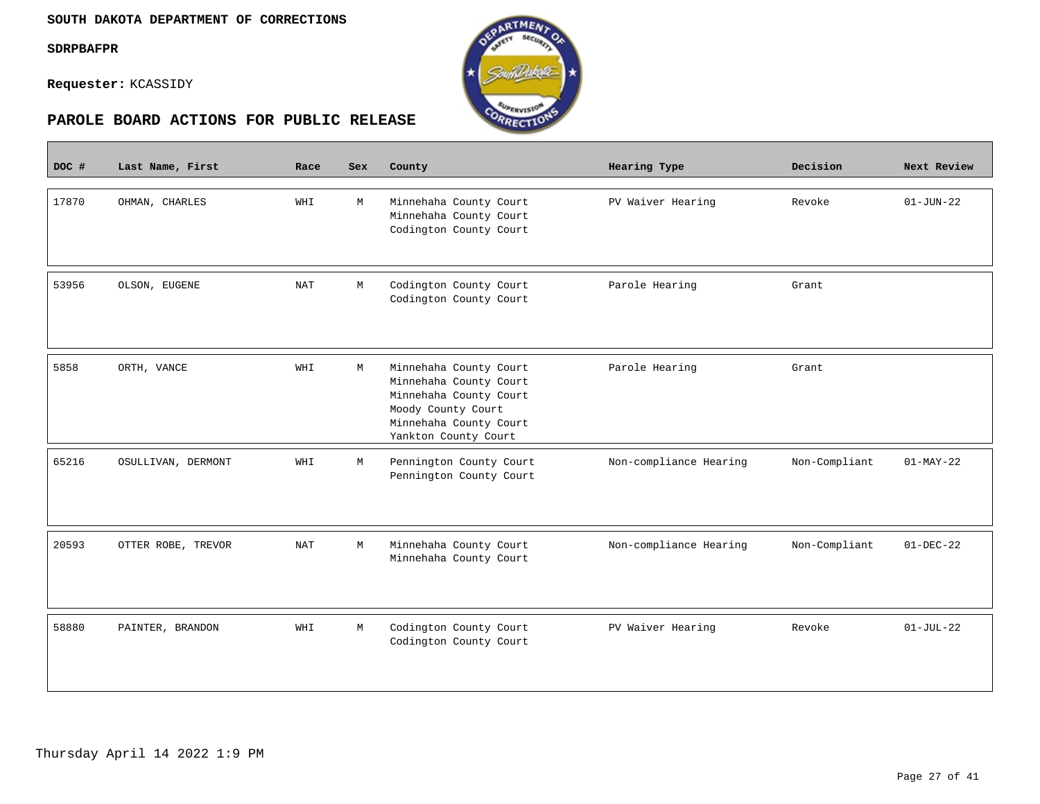**SOUTH DAKOTA DEPARTMENT OF CORRECTIONS**

**SDRPBAFPR**

**Requester:** KCASSIDY

## PAROLE BOARD ACTIONS FOR PUBLIC RELEASE

| DOC # | Last Name, First | Race | Sex | County | Hearing Type | Decision | Next Review |
|---|---|---|---|---|---|---|---|
| 17870 | OHMAN, CHARLES | WHI | M | Minnehaha County Court<br>Minnehaha County Court<br>Codington County Court | PV Waiver Hearing | Revoke | 01-JUN-22 |
| 53956 | OLSON, EUGENE | NAT | M | Codington County Court<br>Codington County Court | Parole Hearing | Grant | |
| 5858 | ORTH, VANCE | WHI | M | Minnehaha County Court<br>Minnehaha County Court<br>Minnehaha County Court<br>Moody County Court<br>Minnehaha County Court<br>Yankton County Court | Parole Hearing | Grant | |
| 65216 | OSULLIVAN, DERMONT | WHI | M | Pennington County Court<br>Pennington County Court | Non-compliance Hearing | Non-Compliant | 01-MAY-22 |
| 20593 | OTTER ROBE, TREVOR | NAT | M | Minnehaha County Court<br>Minnehaha County Court | Non-compliance Hearing | Non-Compliant | 01-DEC-22 |
| 58880 | PAINTER, BRANDON | WHI | M | Codington County Court<br>Codington County Court | PV Waiver Hearing | Revoke | 01-JUL-22 |

Thursday April 14 2022 1:9 PM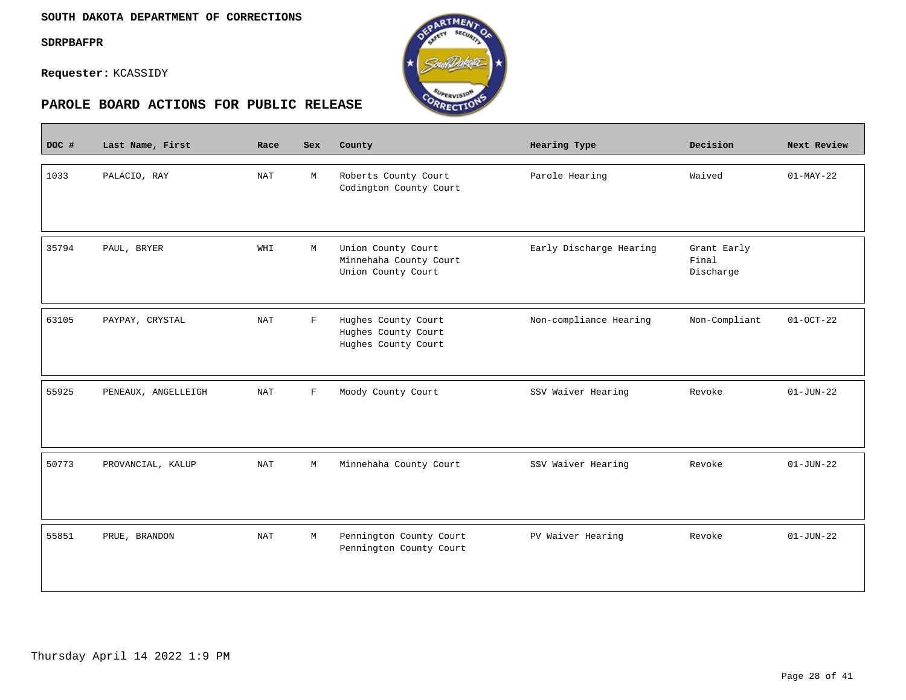**SOUTH DAKOTA DEPARTMENT OF CORRECTIONS**

**SDRPBAFPR**

**Requester:** KCASSIDY

## PAROLE BOARD ACTIONS FOR PUBLIC RELEASE

| DOC # | Last Name, First | Race | Sex | County | Hearing Type | Decision | Next Review |
|---|---|---|---|---|---|---|---|
| 1033 | PALACIO, RAY | NAT | M | Roberts County Court<br>Codington County Court | Parole Hearing | Waived | 01-MAY-22 |
| 35794 | PAUL, BRYER | WHI | M | Union County Court<br>Minnehaha County Court<br>Union County Court | Early Discharge Hearing | Grant Early Final Discharge | |
| 63105 | PAYPAY, CRYSTAL | NAT | F | Hughes County Court<br>Hughes County Court<br>Hughes County Court | Non-compliance Hearing | Non-Compliant | 01-OCT-22 |
| 55925 | PENEAUX, ANGELLEIGH | NAT | F | Moody County Court | SSV Waiver Hearing | Revoke | 01-JUN-22 |
| 50773 | PROVANCIAL, KALUP | NAT | M | Minnehaha County Court | SSV Waiver Hearing | Revoke | 01-JUN-22 |
| 55851 | PRUE, BRANDON | NAT | M | Pennington County Court<br>Pennington County Court | PV Waiver Hearing | Revoke | 01-JUN-22 |

Thursday April 14 2022 1:9 PM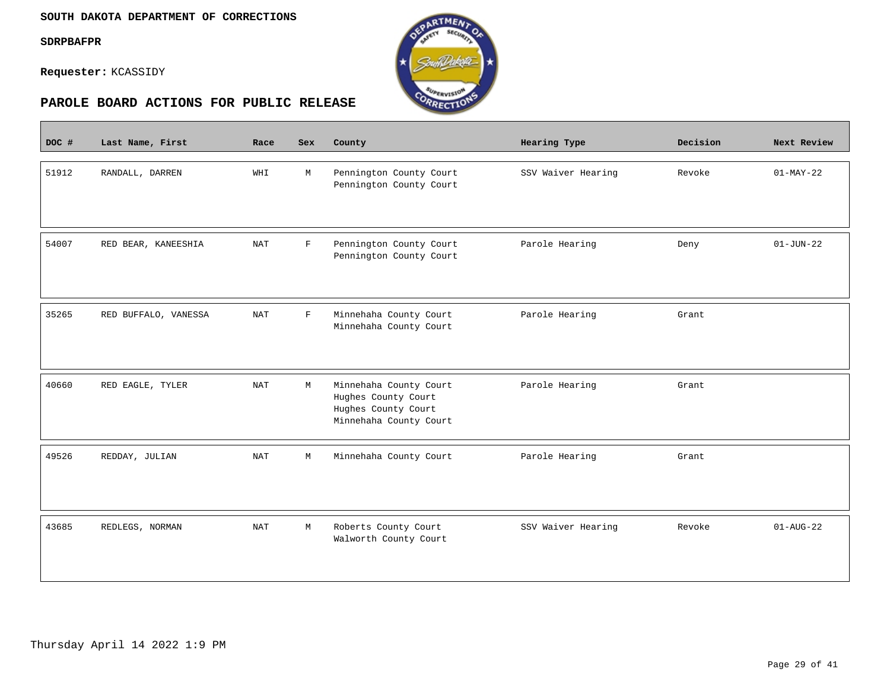**SOUTH DAKOTA DEPARTMENT OF CORRECTIONS**

**SDRPBAFPR**

**Requester:** KCASSIDY

## PAROLE BOARD ACTIONS FOR PUBLIC RELEASE

| DOC # | Last Name, First | Race | Sex | County | Hearing Type | Decision | Next Review |
|---|---|---|---|---|---|---|---|
| 51912 | RANDALL, DARREN | WHI | M | Pennington County Court<br>Pennington County Court | SSV Waiver Hearing | Revoke | 01-MAY-22 |
| 54007 | RED BEAR, KANEESHIA | NAT | F | Pennington County Court<br>Pennington County Court | Parole Hearing | Deny | 01-JUN-22 |
| 35265 | RED BUFFALO, VANESSA | NAT | F | Minnehaha County Court<br>Minnehaha County Court | Parole Hearing | Grant | |
| 40660 | RED EAGLE, TYLER | NAT | M | Minnehaha County Court<br>Hughes County Court<br>Hughes County Court<br>Minnehaha County Court | Parole Hearing | Grant | |
| 49526 | REDDAY, JULIAN | NAT | M | Minnehaha County Court | Parole Hearing | Grant | |
| 43685 | REDLEGS, NORMAN | NAT | M | Roberts County Court<br>Walworth County Court | SSV Waiver Hearing | Revoke | 01-AUG-22 |

Thursday April 14 2022 1:9 PM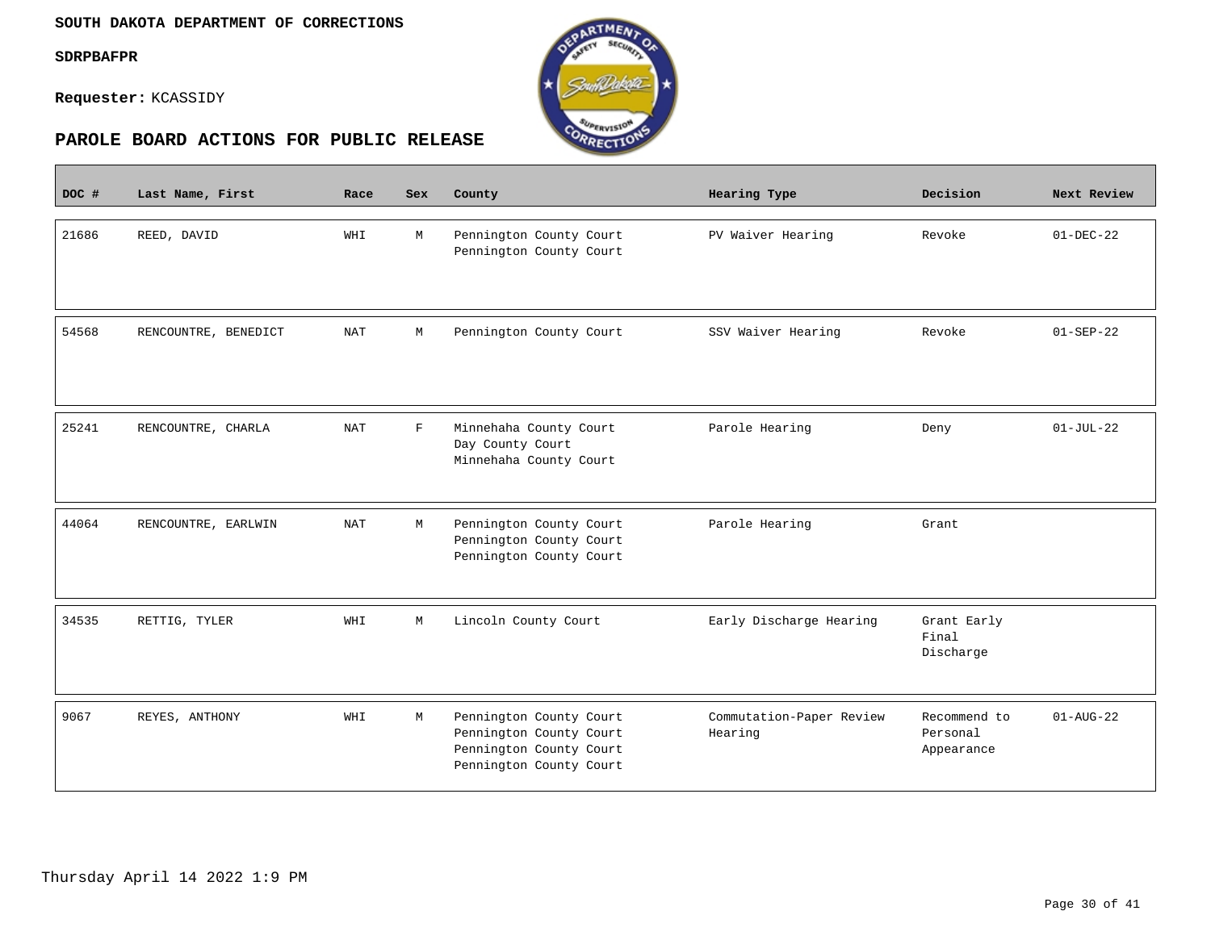**SOUTH DAKOTA DEPARTMENT OF CORRECTIONS**

**SDRPBAFPR**

**Requester:** KCASSIDY

## PAROLE BOARD ACTIONS FOR PUBLIC RELEASE

| DOC # | Last Name, First | Race | Sex | County | Hearing Type | Decision | Next Review |
|---|---|---|---|---|---|---|---|
| 21686 | REED, DAVID | WHI | M | Pennington County Court<br>Pennington County Court | PV Waiver Hearing | Revoke | 01-DEC-22 |
| 54568 | RENCOUNTRE, BENEDICT | NAT | M | Pennington County Court | SSV Waiver Hearing | Revoke | 01-SEP-22 |
| 25241 | RENCOUNTRE, CHARLA | NAT | F | Minnehaha County Court<br>Day County Court<br>Minnehaha County Court | Parole Hearing | Deny | 01-JUL-22 |
| 44064 | RENCOUNTRE, EARLWIN | NAT | M | Pennington County Court<br>Pennington County Court<br>Pennington County Court | Parole Hearing | Grant | |
| 34535 | RETTIG, TYLER | WHI | M | Lincoln County Court | Early Discharge Hearing | Grant Early Final Discharge | |
| 9067 | REYES, ANTHONY | WHI | M | Pennington County Court<br>Pennington County Court<br>Pennington County Court<br>Pennington County Court | Commutation-Paper Review Hearing | Recommend to Personal Appearance | 01-AUG-22 |

Thursday April 14 2022 1:9 PM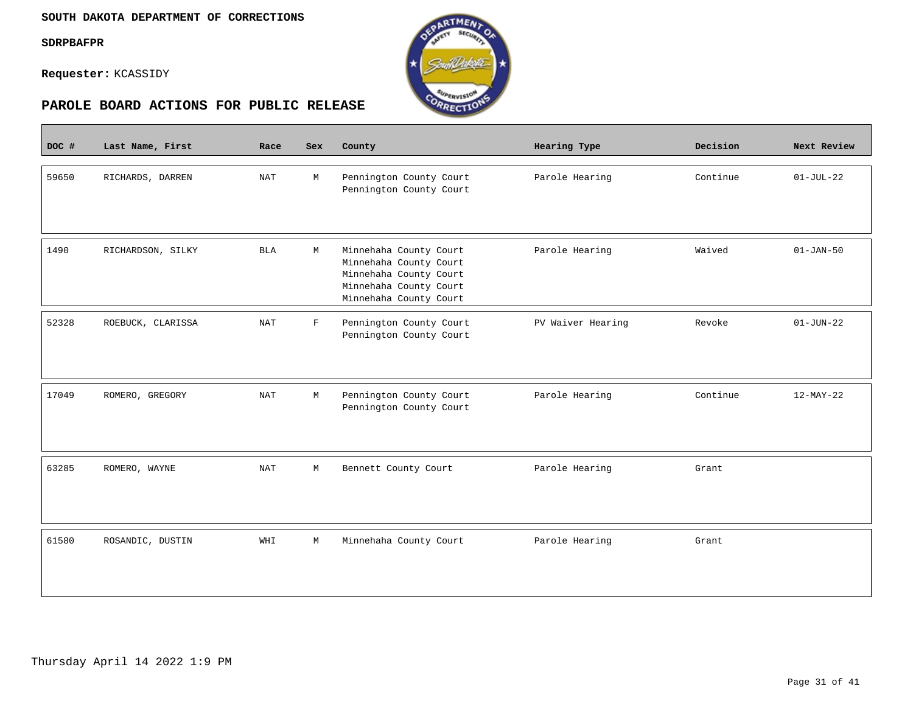**SOUTH DAKOTA DEPARTMENT OF CORRECTIONS**

**SDRPBAFPR**

**Requester:** KCASSIDY

## PAROLE BOARD ACTIONS FOR PUBLIC RELEASE

| DOC # | Last Name, First | Race | Sex | County | Hearing Type | Decision | Next Review |
|---|---|---|---|---|---|---|---|
| 59650 | RICHARDS, DARREN | NAT | M | Pennington County Court<br>Pennington County Court | Parole Hearing | Continue | 01-JUL-22 |
| 1490 | RICHARDSON, SILKY | BLA | M | Minnehaha County Court<br>Minnehaha County Court<br>Minnehaha County Court<br>Minnehaha County Court<br>Minnehaha County Court | Parole Hearing | Waived | 01-JAN-50 |
| 52328 | ROEBUCK, CLARISSA | NAT | F | Pennington County Court<br>Pennington County Court | PV Waiver Hearing | Revoke | 01-JUN-22 |
| 17049 | ROMERO, GREGORY | NAT | M | Pennington County Court<br>Pennington County Court | Parole Hearing | Continue | 12-MAY-22 |
| 63285 | ROMERO, WAYNE | NAT | M | Bennett County Court | Parole Hearing | Grant | |
| 61580 | ROSANDIC, DUSTIN | WHI | M | Minnehaha County Court | Parole Hearing | Grant | |

Thursday April 14 2022 1:9 PM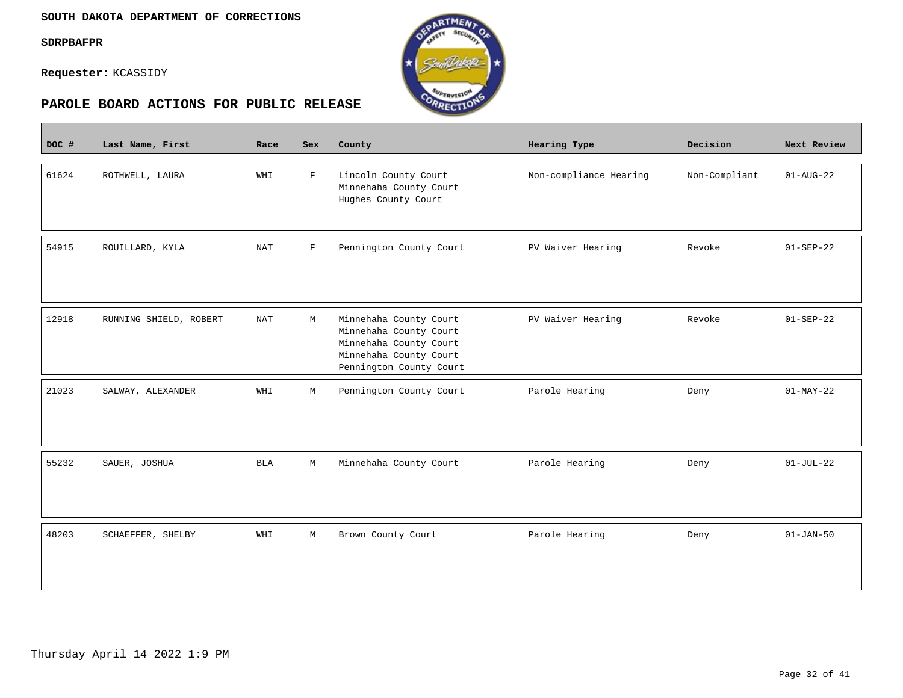**SOUTH DAKOTA DEPARTMENT OF CORRECTIONS**

**SDRPBAFPR**

**Requester:** KCASSIDY

## PAROLE BOARD ACTIONS FOR PUBLIC RELEASE

| DOC # | Last Name, First | Race | Sex | County | Hearing Type | Decision | Next Review |
|---|---|---|---|---|---|---|---|
| 61624 | ROTHWELL, LAURA | WHI | F | Lincoln County Court<br>Minnehaha County Court<br>Hughes County Court | Non-compliance Hearing | Non-Compliant | 01-AUG-22 |
| 54915 | ROUILLARD, KYLA | NAT | F | Pennington County Court | PV Waiver Hearing | Revoke | 01-SEP-22 |
| 12918 | RUNNING SHIELD, ROBERT | NAT | M | Minnehaha County Court<br>Minnehaha County Court<br>Minnehaha County Court<br>Minnehaha County Court<br>Pennington County Court | PV Waiver Hearing | Revoke | 01-SEP-22 |
| 21023 | SALWAY, ALEXANDER | WHI | M | Pennington County Court | Parole Hearing | Deny | 01-MAY-22 |
| 55232 | SAUER, JOSHUA | BLA | M | Minnehaha County Court | Parole Hearing | Deny | 01-JUL-22 |
| 48203 | SCHAEFFER, SHELBY | WHI | M | Brown County Court | Parole Hearing | Deny | 01-JAN-50 |

Thursday April 14 2022 1:9 PM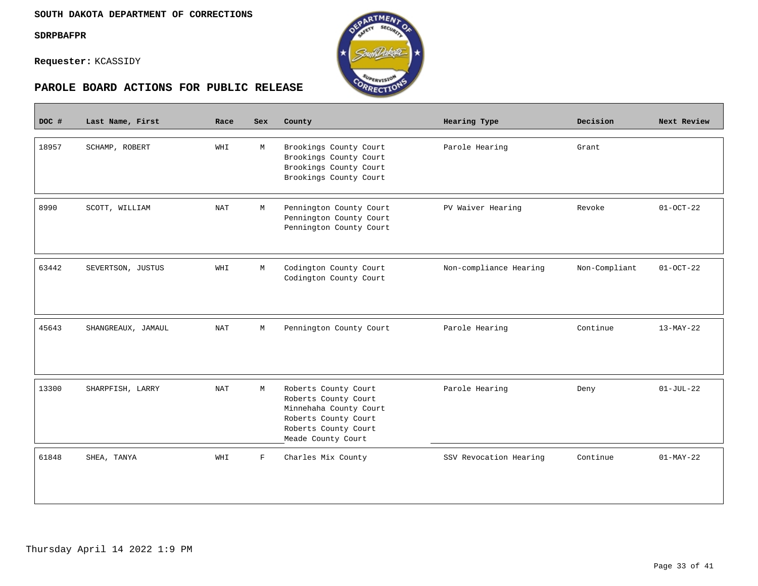**SOUTH DAKOTA DEPARTMENT OF CORRECTIONS**

**SDRPBAFPR**

**Requester:** KCASSIDY

## PAROLE BOARD ACTIONS FOR PUBLIC RELEASE

| DOC # | Last Name, First | Race | Sex | County | Hearing Type | Decision | Next Review |
|---|---|---|---|---|---|---|---|
| 18957 | SCHAMP, ROBERT | WHI | M | Brookings County Court<br>Brookings County Court<br>Brookings County Court<br>Brookings County Court | Parole Hearing | Grant | |
| 8990 | SCOTT, WILLIAM | NAT | M | Pennington County Court<br>Pennington County Court<br>Pennington County Court | PV Waiver Hearing | Revoke | 01-OCT-22 |
| 63442 | SEVERTSON, JUSTUS | WHI | M | Codington County Court<br>Codington County Court | Non-compliance Hearing | Non-Compliant | 01-OCT-22 |
| 45643 | SHANGREAUX, JAMAUL | NAT | M | Pennington County Court | Parole Hearing | Continue | 13-MAY-22 |
| 13300 | SHARPFISH, LARRY | NAT | M | Roberts County Court<br>Roberts County Court<br>Minnehaha County Court<br>Roberts County Court<br>Roberts County Court<br>Meade County Court | Parole Hearing | Deny | 01-JUL-22 |
| 61848 | SHEA, TANYA | WHI | F | Charles Mix County | SSV Revocation Hearing | Continue | 01-MAY-22 |

Thursday April 14 2022 1:9 PM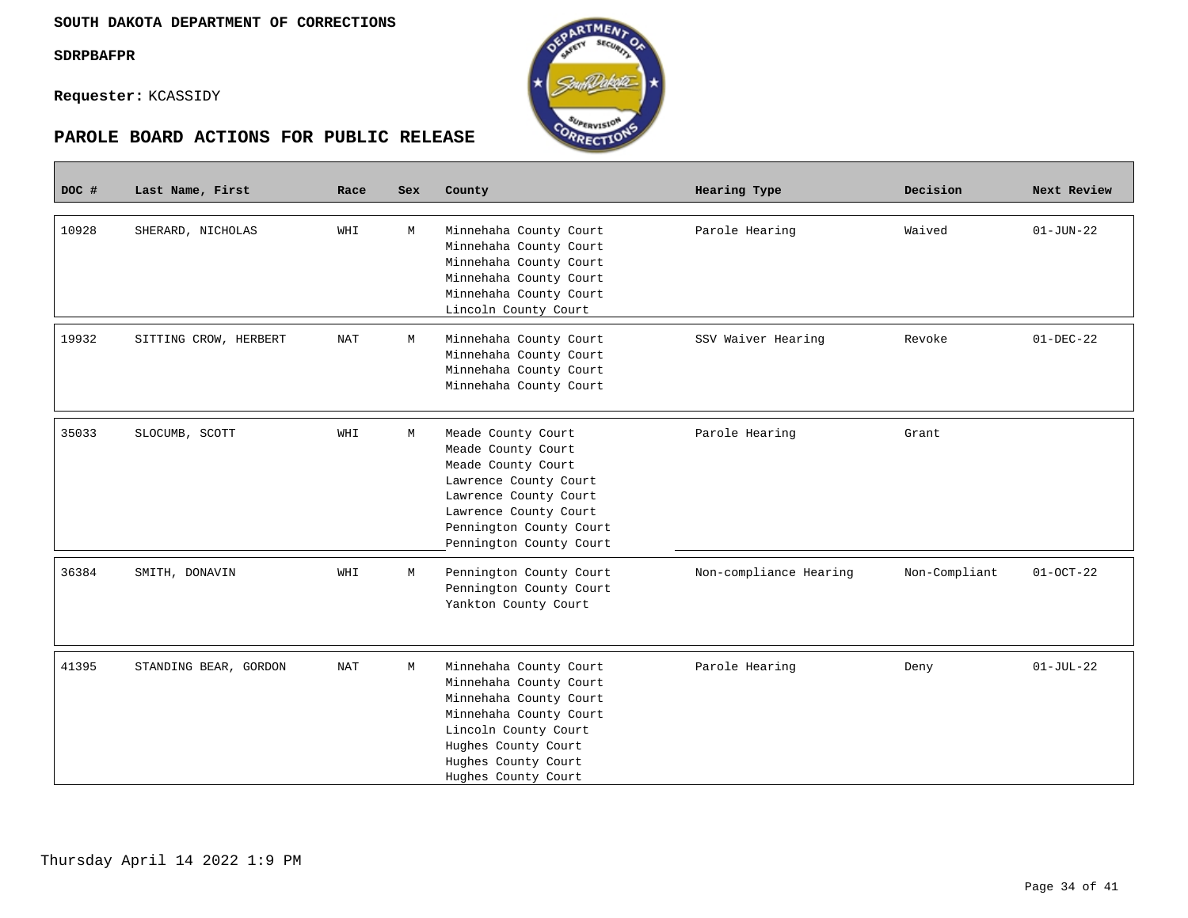**SOUTH DAKOTA DEPARTMENT OF CORRECTIONS**

**SDRPBAFPR**

**Requester:** KCASSIDY

## PAROLE BOARD ACTIONS FOR PUBLIC RELEASE

| DOC # | Last Name, First | Race | Sex | County | Hearing Type | Decision | Next Review |
|---|---|---|---|---|---|---|---|
| 10928 | SHERARD, NICHOLAS | WHI | M | Minnehaha County Court<br>Minnehaha County Court<br>Minnehaha County Court<br>Minnehaha County Court<br>Minnehaha County Court<br>Lincoln County Court | Parole Hearing | Waived | 01-JUN-22 |
| 19932 | SITTING CROW, HERBERT | NAT | M | Minnehaha County Court<br>Minnehaha County Court<br>Minnehaha County Court<br>Minnehaha County Court | SSV Waiver Hearing | Revoke | 01-DEC-22 |
| 35033 | SLOCUMB, SCOTT | WHI | M | Meade County Court<br>Meade County Court<br>Meade County Court<br>Lawrence County Court<br>Lawrence County Court<br>Lawrence County Court<br>Pennington County Court<br>Pennington County Court | Parole Hearing | Grant | |
| 36384 | SMITH, DONAVIN | WHI | M | Pennington County Court<br>Pennington County Court<br>Yankton County Court | Non-compliance Hearing | Non-Compliant | 01-OCT-22 |
| 41395 | STANDING BEAR, GORDON | NAT | M | Minnehaha County Court<br>Minnehaha County Court<br>Minnehaha County Court<br>Minnehaha County Court<br>Lincoln County Court<br>Hughes County Court<br>Hughes County Court<br>Hughes County Court | Parole Hearing | Deny | 01-JUL-22 |

Thursday April 14 2022 1:9 PM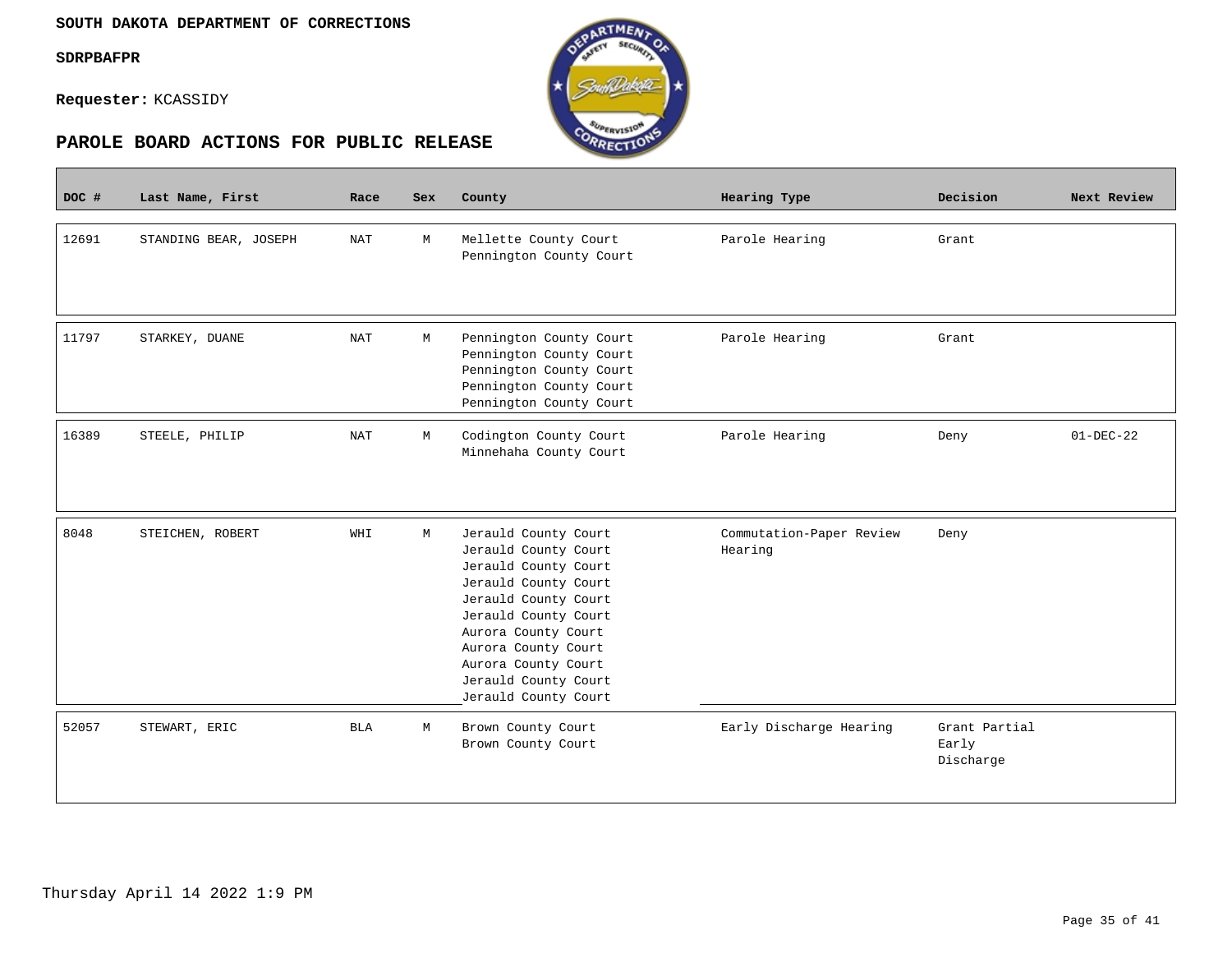**SOUTH DAKOTA DEPARTMENT OF CORRECTIONS**

**SDRPBAFPR**

**Requester:** KCASSIDY

## PAROLE BOARD ACTIONS FOR PUBLIC RELEASE

| DOC # | Last Name, First | Race | Sex | County | Hearing Type | Decision | Next Review |
|---|---|---|---|---|---|---|---|
| 12691 | STANDING BEAR, JOSEPH | NAT | M | Mellette County Court<br>Pennington County Court | Parole Hearing | Grant | |
| 11797 | STARKEY, DUANE | NAT | M | Pennington County Court<br>Pennington County Court<br>Pennington County Court<br>Pennington County Court<br>Pennington County Court | Parole Hearing | Grant | |
| 16389 | STEELE, PHILIP | NAT | M | Codington County Court<br>Minnehaha County Court | Parole Hearing | Deny | 01-DEC-22 |
| 8048 | STEICHEN, ROBERT | WHI | M | Jerauld County Court<br>Jerauld County Court<br>Jerauld County Court<br>Jerauld County Court<br>Jerauld County Court<br>Jerauld County Court<br>Aurora County Court<br>Aurora County Court<br>Aurora County Court<br>Jerauld County Court<br>Jerauld County Court | Commutation-Paper Review Hearing | Deny | |
| 52057 | STEWART, ERIC | BLA | M | Brown County Court<br>Brown County Court | Early Discharge Hearing | Grant Partial Early Discharge | |

Thursday April 14 2022 1:9 PM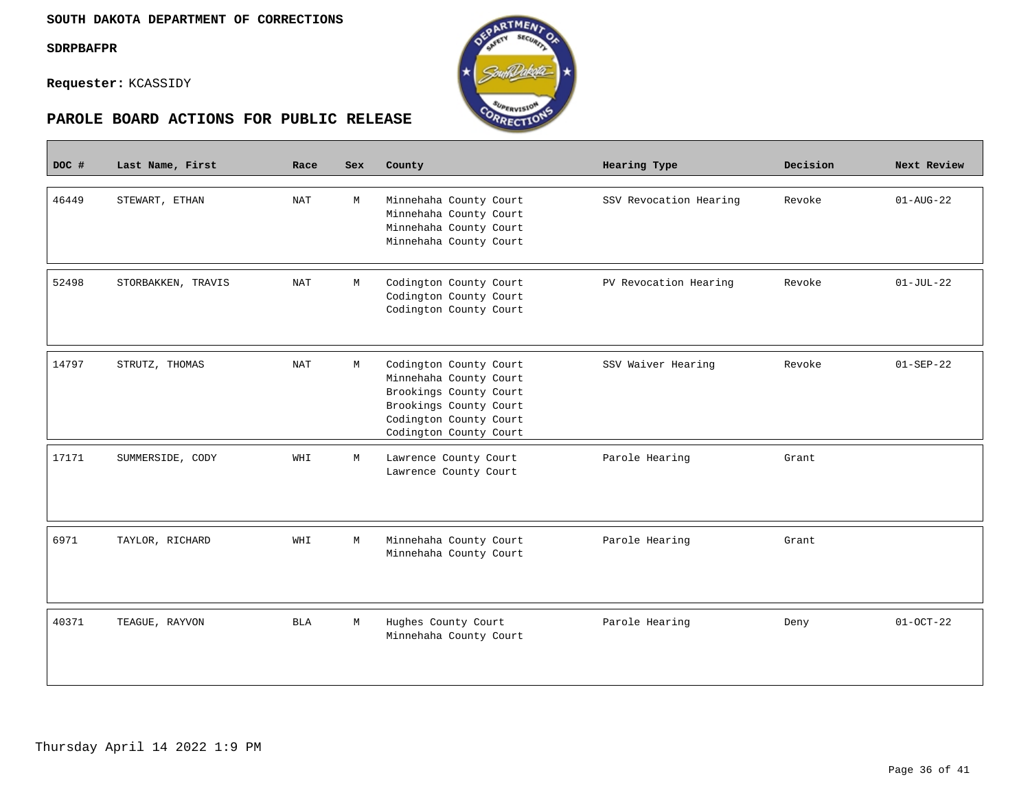**SOUTH DAKOTA DEPARTMENT OF CORRECTIONS**

**SDRPBAFPR**

**Requester:** KCASSIDY

## PAROLE BOARD ACTIONS FOR PUBLIC RELEASE

| DOC # | Last Name, First | Race | Sex | County | Hearing Type | Decision | Next Review |
|---|---|---|---|---|---|---|---|
| 46449 | STEWART, ETHAN | NAT | M | Minnehaha County Court<br>Minnehaha County Court<br>Minnehaha County Court<br>Minnehaha County Court | SSV Revocation Hearing | Revoke | 01-AUG-22 |
| 52498 | STORBAKKEN, TRAVIS | NAT | M | Codington County Court<br>Codington County Court<br>Codington County Court | PV Revocation Hearing | Revoke | 01-JUL-22 |
| 14797 | STRUTZ, THOMAS | NAT | M | Codington County Court<br>Minnehaha County Court<br>Brookings County Court<br>Brookings County Court<br>Codington County Court<br>Codington County Court | SSV Waiver Hearing | Revoke | 01-SEP-22 |
| 17171 | SUMMERSIDE, CODY | WHI | M | Lawrence County Court<br>Lawrence County Court | Parole Hearing | Grant | |
| 6971 | TAYLOR, RICHARD | WHI | M | Minnehaha County Court<br>Minnehaha County Court | Parole Hearing | Grant | |
| 40371 | TEAGUE, RAYVON | BLA | M | Hughes County Court<br>Minnehaha County Court | Parole Hearing | Deny | 01-OCT-22 |

Thursday April 14 2022 1:9 PM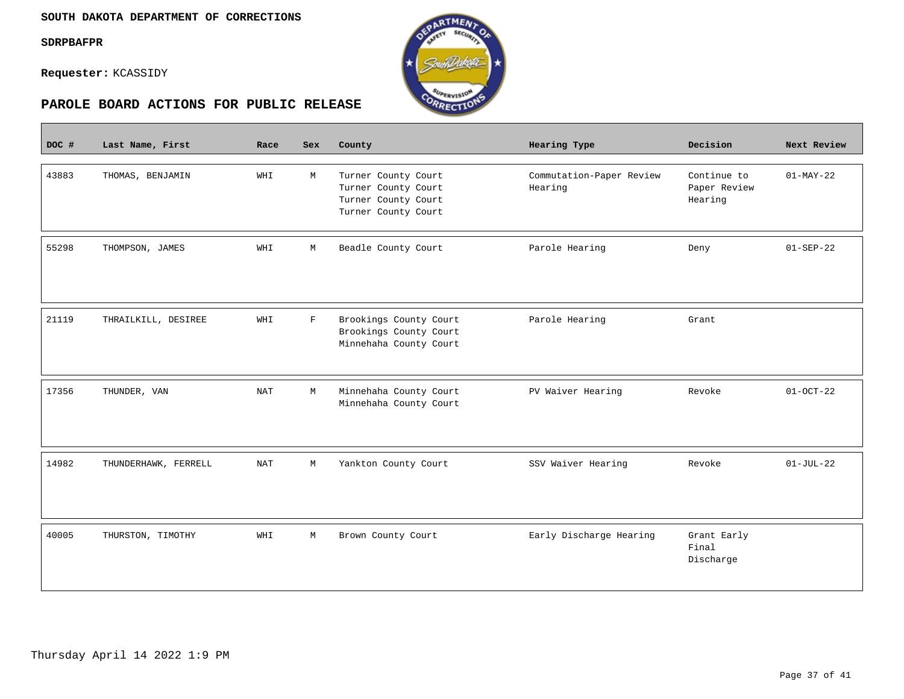**SOUTH DAKOTA DEPARTMENT OF CORRECTIONS**

**SDRPBAFPR**

**Requester:** KCASSIDY

## PAROLE BOARD ACTIONS FOR PUBLIC RELEASE

| DOC # | Last Name, First | Race | Sex | County | Hearing Type | Decision | Next Review |
|---|---|---|---|---|---|---|---|
| 43883 | THOMAS, BENJAMIN | WHI | M | Turner County Court<br>Turner County Court<br>Turner County Court<br>Turner County Court | Commutation-Paper Review Hearing | Continue to Paper Review Hearing | 01-MAY-22 |
| 55298 | THOMPSON, JAMES | WHI | M | Beadle County Court | Parole Hearing | Deny | 01-SEP-22 |
| 21119 | THRAILKILL, DESIREE | WHI | F | Brookings County Court<br>Brookings County Court<br>Minnehaha County Court | Parole Hearing | Grant | |
| 17356 | THUNDER, VAN | NAT | M | Minnehaha County Court<br>Minnehaha County Court | PV Waiver Hearing | Revoke | 01-OCT-22 |
| 14982 | THUNDERHAWK, FERRELL | NAT | M | Yankton County Court | SSV Waiver Hearing | Revoke | 01-JUL-22 |
| 40005 | THURSTON, TIMOTHY | WHI | M | Brown County Court | Early Discharge Hearing | Grant Early Final Discharge | |

Thursday April 14 2022 1:9 PM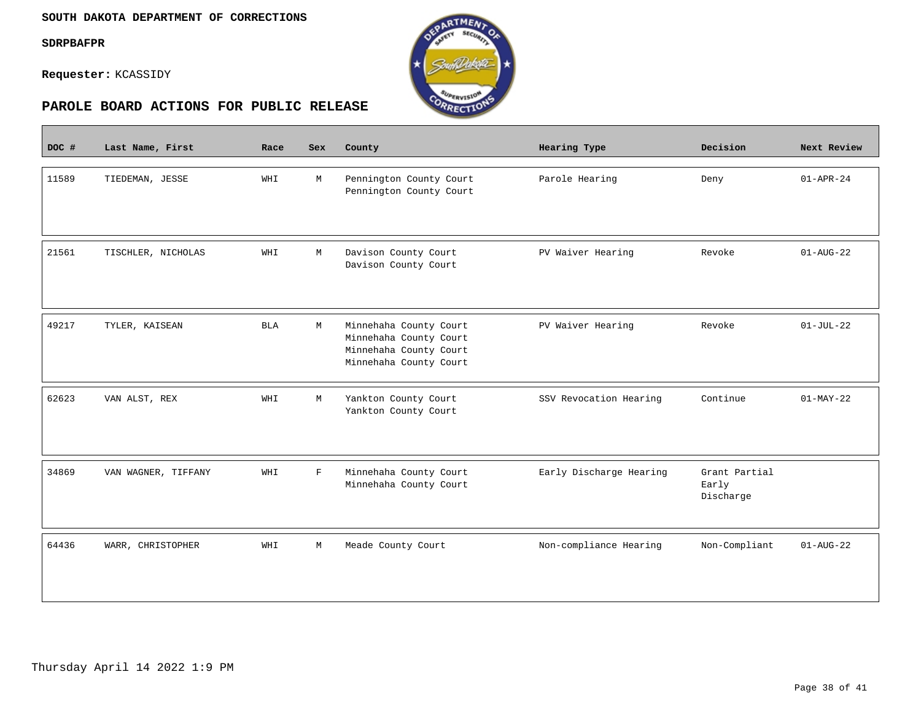**SOUTH DAKOTA DEPARTMENT OF CORRECTIONS**

**SDRPBAFPR**

**Requester:** KCASSIDY

## PAROLE BOARD ACTIONS FOR PUBLIC RELEASE

| DOC # | Last Name, First | Race | Sex | County | Hearing Type | Decision | Next Review |
|---|---|---|---|---|---|---|---|
| 11589 | TIEDEMAN, JESSE | WHI | M | Pennington County Court<br>Pennington County Court | Parole Hearing | Deny | 01-APR-24 |
| 21561 | TISCHLER, NICHOLAS | WHI | M | Davison County Court<br>Davison County Court | PV Waiver Hearing | Revoke | 01-AUG-22 |
| 49217 | TYLER, KAISEAN | BLA | M | Minnehaha County Court<br>Minnehaha County Court<br>Minnehaha County Court<br>Minnehaha County Court | PV Waiver Hearing | Revoke | 01-JUL-22 |
| 62623 | VAN ALST, REX | WHI | M | Yankton County Court<br>Yankton County Court | SSV Revocation Hearing | Continue | 01-MAY-22 |
| 34869 | VAN WAGNER, TIFFANY | WHI | F | Minnehaha County Court<br>Minnehaha County Court | Early Discharge Hearing | Grant Partial Early Discharge | |
| 64436 | WARR, CHRISTOPHER | WHI | M | Meade County Court | Non-compliance Hearing | Non-Compliant | 01-AUG-22 |

Thursday April 14 2022 1:9 PM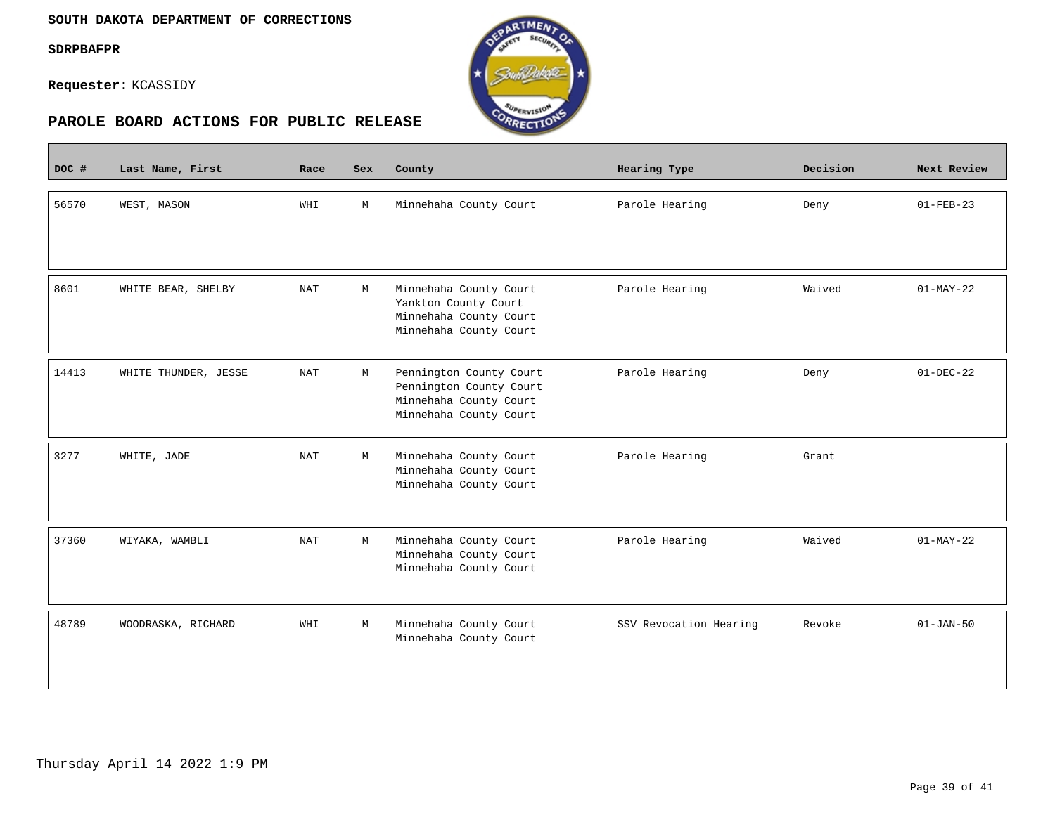SOUTH DAKOTA DEPARTMENT OF CORRECTIONS

SDRPBAFPR

**Requester:** KCASSIDY

## PAROLE BOARD ACTIONS FOR PUBLIC RELEASE

| DOC # | Last Name, First | Race | Sex | County | Hearing Type | Decision | Next Review |
|---|---|---|---|---|---|---|---|
| 56570 | WEST, MASON | WHI | M | Minnehaha County Court | Parole Hearing | Deny | 01-FEB-23 |
| 8601 | WHITE BEAR, SHELBY | NAT | M | Minnehaha County Court<br>Yankton County Court<br>Minnehaha County Court<br>Minnehaha County Court | Parole Hearing | Waived | 01-MAY-22 |
| 14413 | WHITE THUNDER, JESSE | NAT | M | Pennington County Court<br>Pennington County Court<br>Minnehaha County Court<br>Minnehaha County Court | Parole Hearing | Deny | 01-DEC-22 |
| 3277 | WHITE, JADE | NAT | M | Minnehaha County Court<br>Minnehaha County Court<br>Minnehaha County Court | Parole Hearing | Grant | |
| 37360 | WIYAKA, WAMBLI | NAT | M | Minnehaha County Court<br>Minnehaha County Court<br>Minnehaha County Court | Parole Hearing | Waived | 01-MAY-22 |
| 48789 | WOODRASKA, RICHARD | WHI | M | Minnehaha County Court<br>Minnehaha County Court | SSV Revocation Hearing | Revoke | 01-JAN-50 |

Thursday April 14 2022 1:9 PM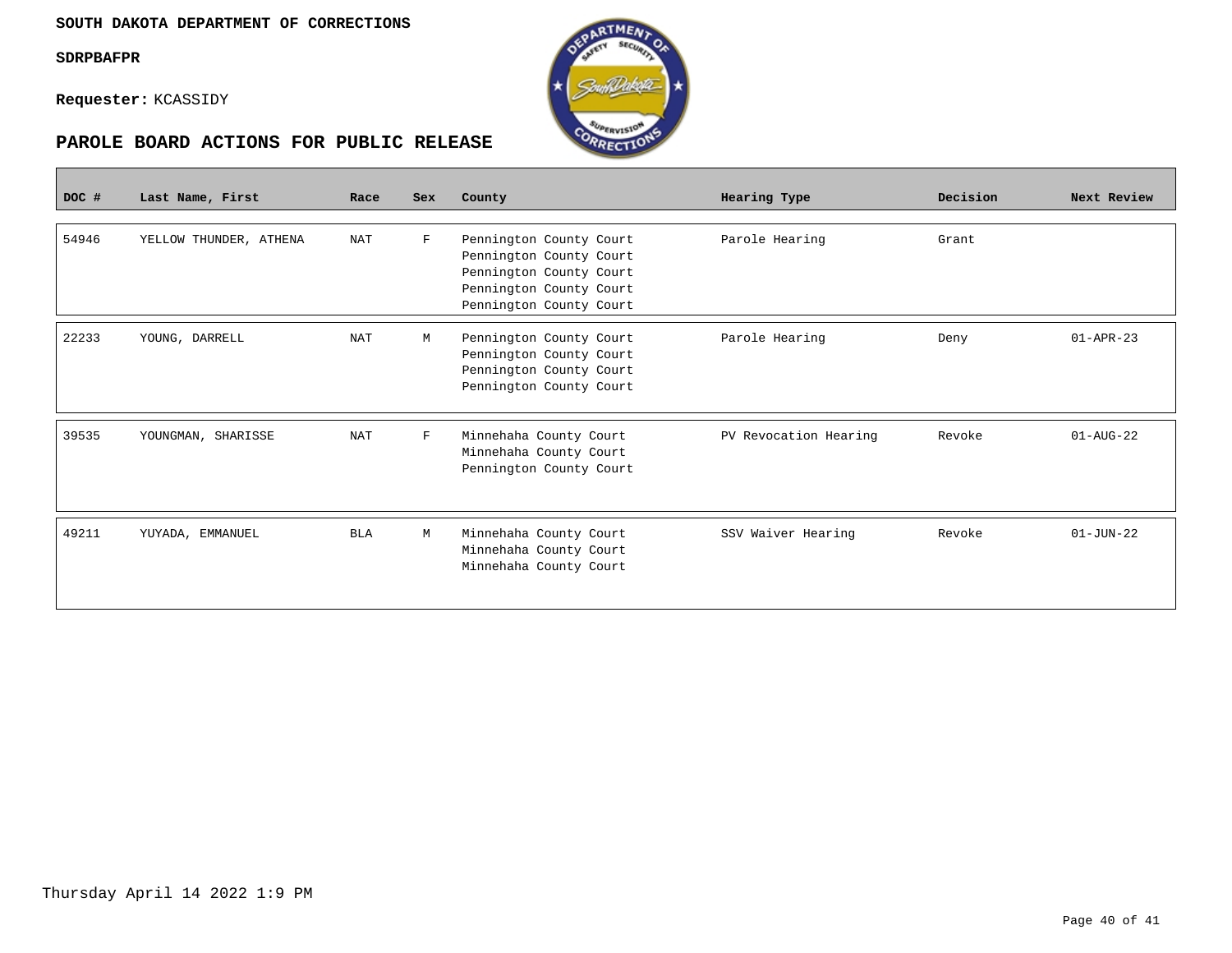**SOUTH DAKOTA DEPARTMENT OF CORRECTIONS**

**SDRPBAFPR**

**Requester:** KCASSIDY

## PAROLE BOARD ACTIONS FOR PUBLIC RELEASE

| DOC # | Last Name, First | Race | Sex | County | Hearing Type | Decision | Next Review |
|---|---|---|---|---|---|---|---|
| 54946 | YELLOW THUNDER, ATHENA | NAT | F | Pennington County Court<br>Pennington County Court<br>Pennington County Court<br>Pennington County Court<br>Pennington County Court | Parole Hearing | Grant | |
| 22233 | YOUNG, DARRELL | NAT | M | Pennington County Court<br>Pennington County Court<br>Pennington County Court<br>Pennington County Court | Parole Hearing | Deny | 01-APR-23 |
| 39535 | YOUNGMAN, SHARISSE | NAT | F | Minnehaha County Court<br>Minnehaha County Court<br>Pennington County Court | PV Revocation Hearing | Revoke | 01-AUG-22 |
| 49211 | YUYADA, EMMANUEL | BLA | M | Minnehaha County Court<br>Minnehaha County Court<br>Minnehaha County Court | SSV Waiver Hearing | Revoke | 01-JUN-22 |

Thursday April 14 2022 1:9 PM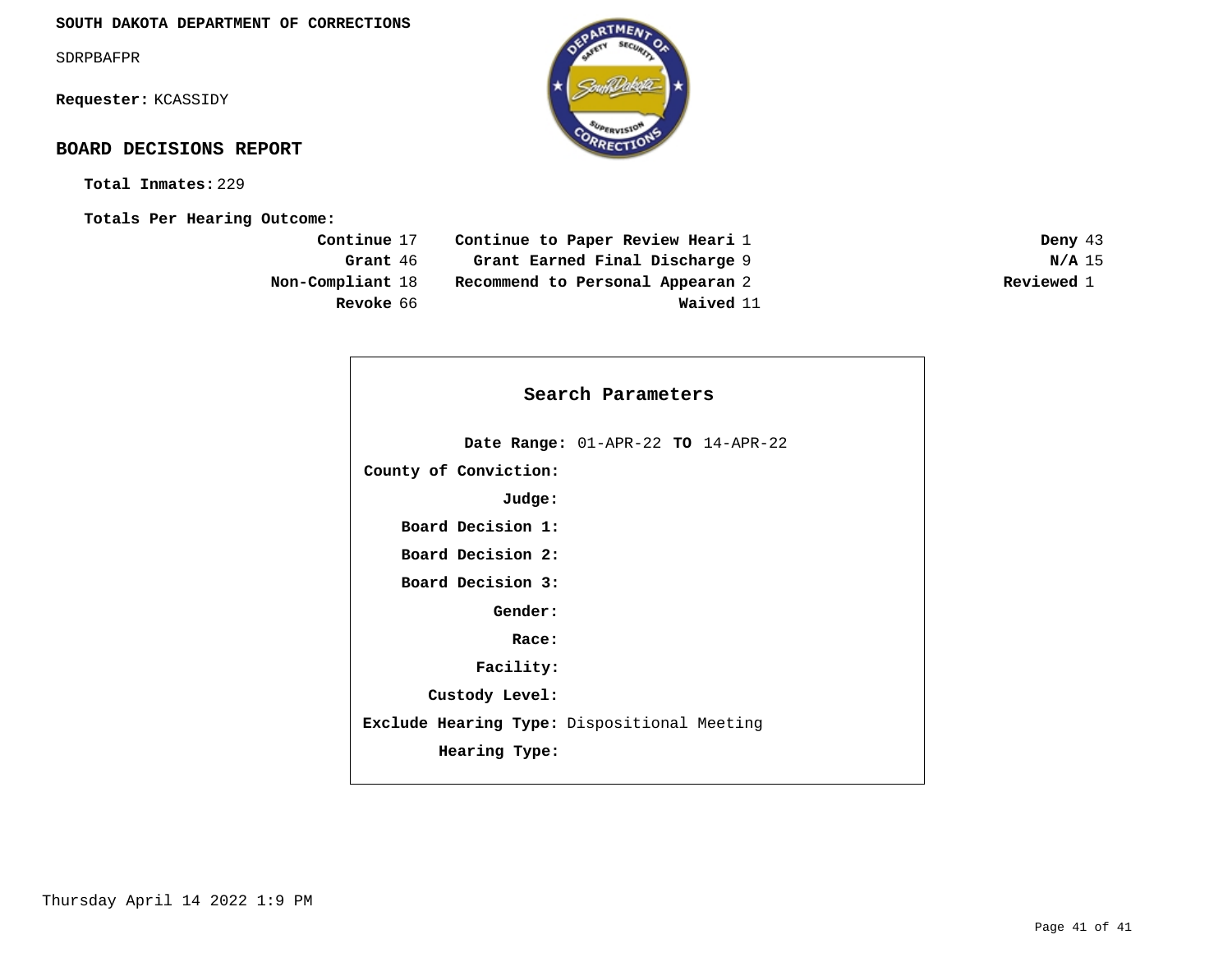**SOUTH DAKOTA DEPARTMENT OF CORRECTIONS**

SDRPBAFPR

**Requester:** KCASSIDY

## BOARD DECISIONS REPORT

**Total Inmates:** 229

**Totals Per Hearing Outcome:**

| | | | | | |
|---|---|---|---|---|---|
| **Continue** | 17 | **Continue to Paper Review Heari** | 1 | **Deny** | 43 |
| **Grant** | 46 | **Grant Earned Final Discharge** | 9 | **N/A** | 15 |
| **Non-Compliant** | 18 | **Recommend to Personal Appearan** | 2 | **Reviewed** | 1 |
| **Revoke** | 66 | **Waived** | 11 | | |

### Search Parameters

**Date Range:** 01-APR-22 **TO** 14-APR-22

**County of Conviction:**

**Judge:**

**Board Decision 1:**

**Board Decision 2:**

**Board Decision 3:**

**Gender:**

**Race:**

**Facility:**

**Custody Level:**

**Exclude Hearing Type:** Dispositional Meeting

**Hearing Type:**

Thursday April 14 2022 1:9 PM